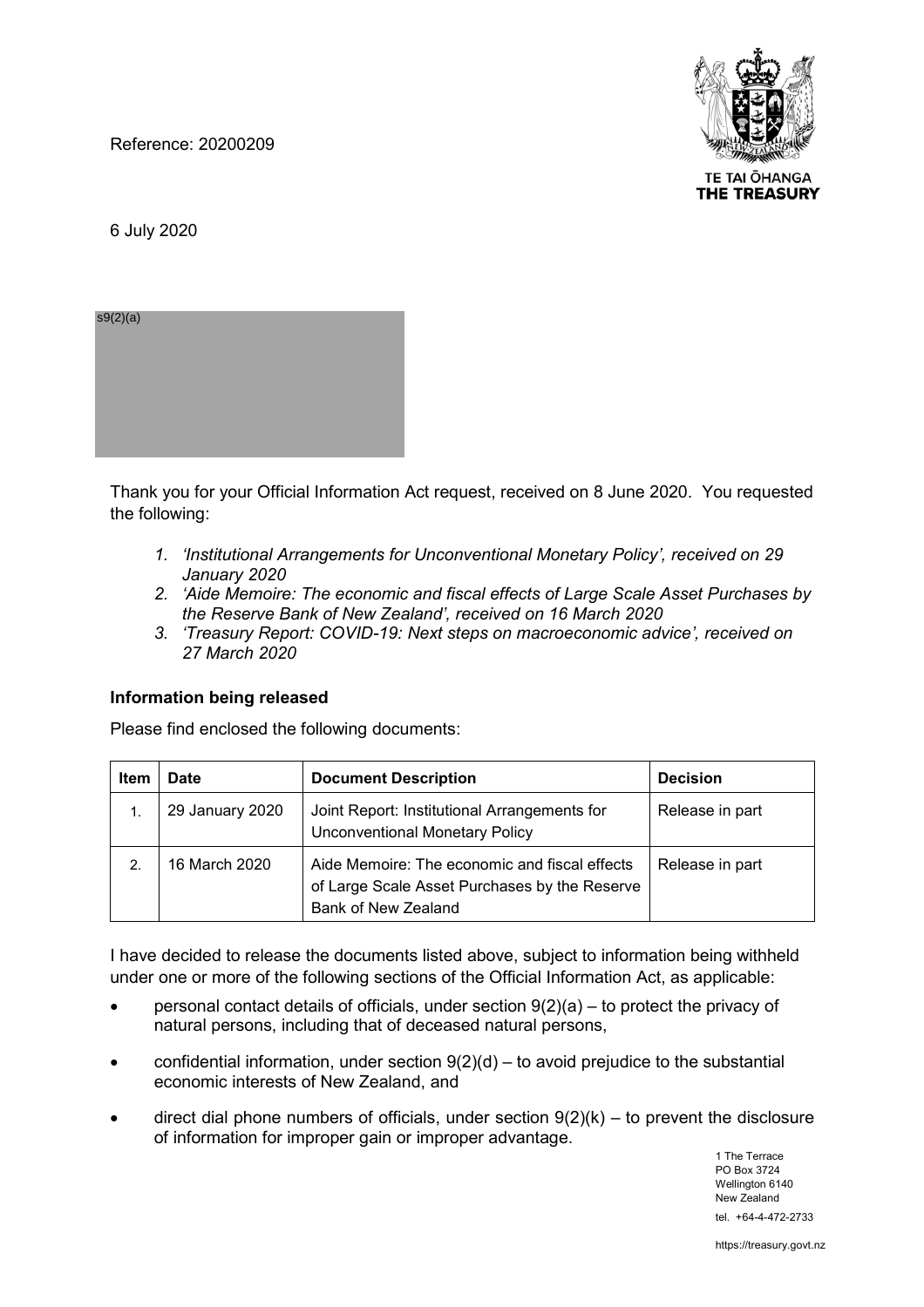Reference: 20200209

6 July 2020

s9(2)(a)

Thank you for your Official Information Act request, received on 8 June 2020. You requested the following:

1. *'Institutional Arrangements for Unconventional Monetary Policy', received on 29 January 2020*
2. *'Aide Memoire: The economic and fiscal effects of Large Scale Asset Purchases by the Reserve Bank of New Zealand', received on 16 March 2020*
3. *'Treasury Report: COVID-19: Next steps on macroeconomic advice', received on 27 March 2020*

**Information being released**

Please find enclosed the following documents:

| Item | Date | Document Description | Decision |
|---|---|---|---|
| 1. | 29 January 2020 | Joint Report: Institutional Arrangements for Unconventional Monetary Policy | Release in part |
| 2. | 16 March 2020 | Aide Memoire: The economic and fiscal effects of Large Scale Asset Purchases by the Reserve Bank of New Zealand | Release in part |

I have decided to release the documents listed above, subject to information being withheld under one or more of the following sections of the Official Information Act, as applicable:

- personal contact details of officials, under section 9(2)(a) – to protect the privacy of natural persons, including that of deceased natural persons,
- confidential information, under section 9(2)(d) – to avoid prejudice to the substantial economic interests of New Zealand, and
- direct dial phone numbers of officials, under section 9(2)(k) – to prevent the disclosure of information for improper gain or improper advantage.

1 The Terrace
PO Box 3724
Wellington 6140
New Zealand
tel. +64-4-472-2733

https://treasury.govt.nz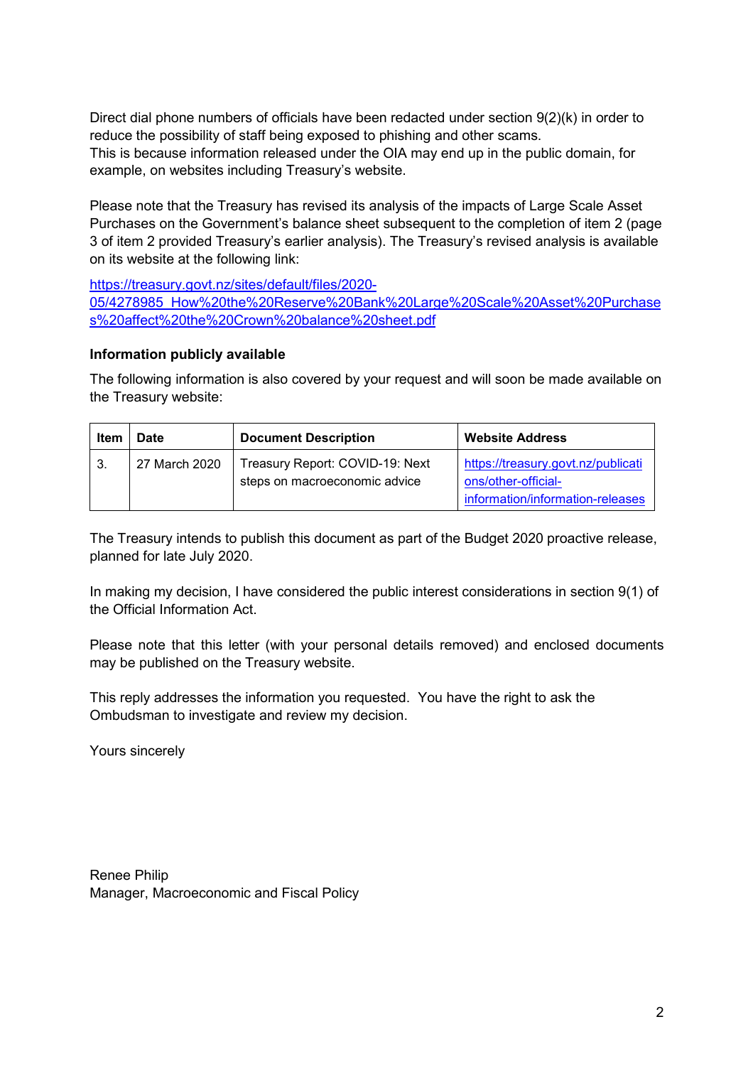Direct dial phone numbers of officials have been redacted under section 9(2)(k) in order to reduce the possibility of staff being exposed to phishing and other scams.
This is because information released under the OIA may end up in the public domain, for example, on websites including Treasury's website.

Please note that the Treasury has revised its analysis of the impacts of Large Scale Asset Purchases on the Government's balance sheet subsequent to the completion of item 2 (page 3 of item 2 provided Treasury's earlier analysis). The Treasury's revised analysis is available on its website at the following link:

https://treasury.govt.nz/sites/default/files/2020-05/4278985_How%20the%20Reserve%20Bank%20Large%20Scale%20Asset%20Purchases%20affect%20the%20Crown%20balance%20sheet.pdf

**Information publicly available**

The following information is also covered by your request and will soon be made available on the Treasury website:

| Item | Date | Document Description | Website Address |
|---|---|---|---|
| 3. | 27 March 2020 | Treasury Report: COVID-19: Next steps on macroeconomic advice | https://treasury.govt.nz/publications/other-official-information/information-releases |

The Treasury intends to publish this document as part of the Budget 2020 proactive release, planned for late July 2020.

In making my decision, I have considered the public interest considerations in section 9(1) of the Official Information Act.

Please note that this letter (with your personal details removed) and enclosed documents may be published on the Treasury website.

This reply addresses the information you requested. You have the right to ask the Ombudsman to investigate and review my decision.

Yours sincerely

Renee Philip
Manager, Macroeconomic and Fiscal Policy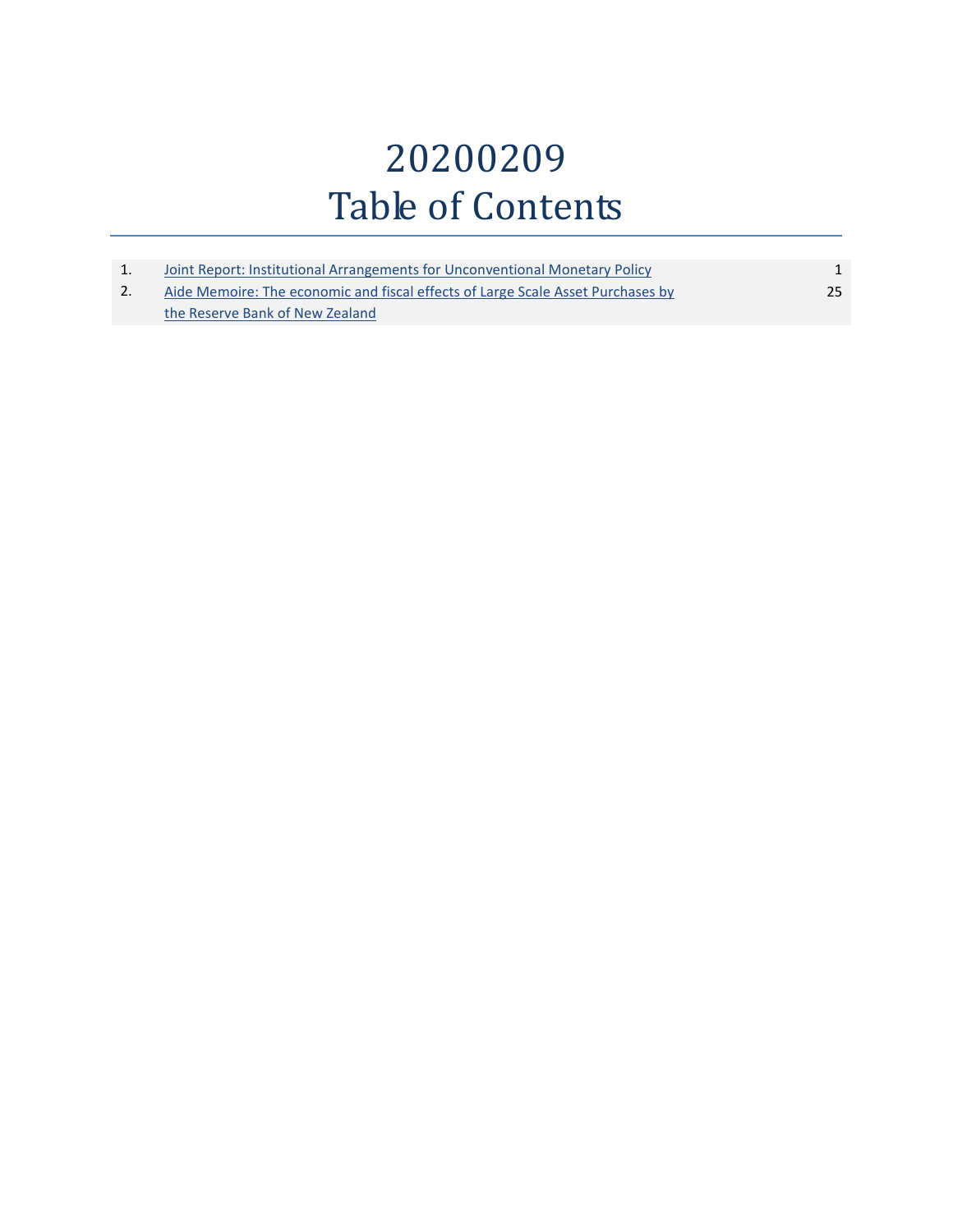# 20200209
# Table of Contents

| | | |
|---|---|---|
| 1. | Joint Report: Institutional Arrangements for Unconventional Monetary Policy | 1 |
| 2. | Aide Memoire: The economic and fiscal effects of Large Scale Asset Purchases by the Reserve Bank of New Zealand | 25 |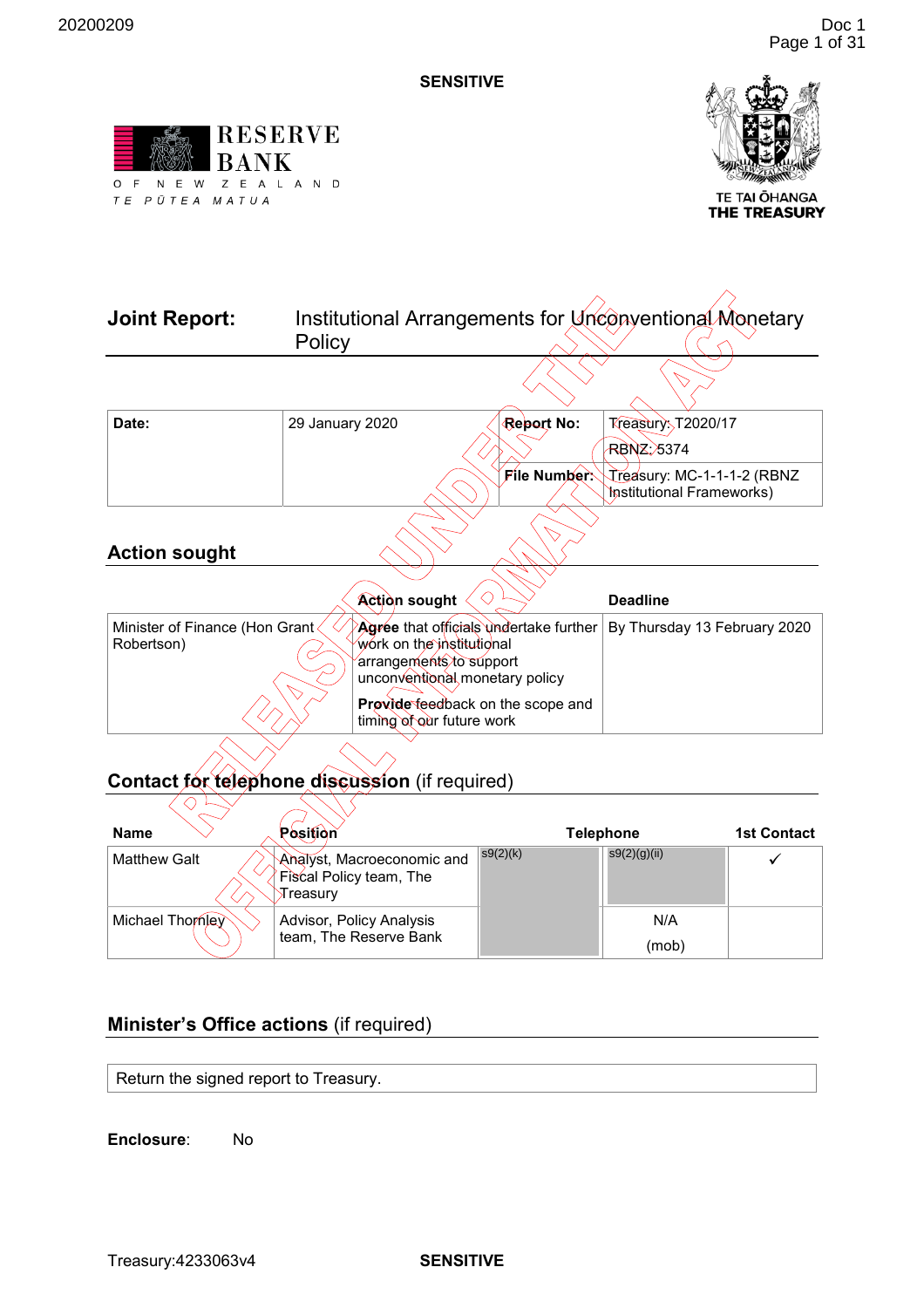**SENSITIVE**

RESERVE BANK OF NEW ZEALAND TE PŪTEA MATUA

TE TAI ŌHANGA THE TREASURY

## Joint Report: Institutional Arrangements for Unconventional Monetary Policy

| Date: | 29 January 2020 | Report No: | Treasury: T2020/17<br>RBNZ: 5374 |
|---|---|---|---|
| | | File Number: | Treasury: MC-1-1-1-2 (RBNZ Institutional Frameworks) |

## Action sought

| | Action sought | Deadline |
|---|---|---|
| Minister of Finance (Hon Grant Robertson) | **Agree** that officials undertake further work on the institutional arrangements to support unconventional monetary policy<br><br>**Provide** feedback on the scope and timing of our future work | By Thursday 13 February 2020 |

## Contact for telephone discussion (if required)

| Name | Position | Telephone | | 1st Contact |
|---|---|---|---|---|
| Matthew Galt | Analyst, Macroeconomic and Fiscal Policy team, The Treasury | s9(2)(k) | s9(2)(g)(ii) | ✓ |
| Michael Thornley | Advisor, Policy Analysis team, The Reserve Bank | | N/A<br>(mob) | |

## Minister's Office actions (if required)

Return the signed report to Treasury.

**Enclosure**: No

Treasury:4233063v4

**SENSITIVE**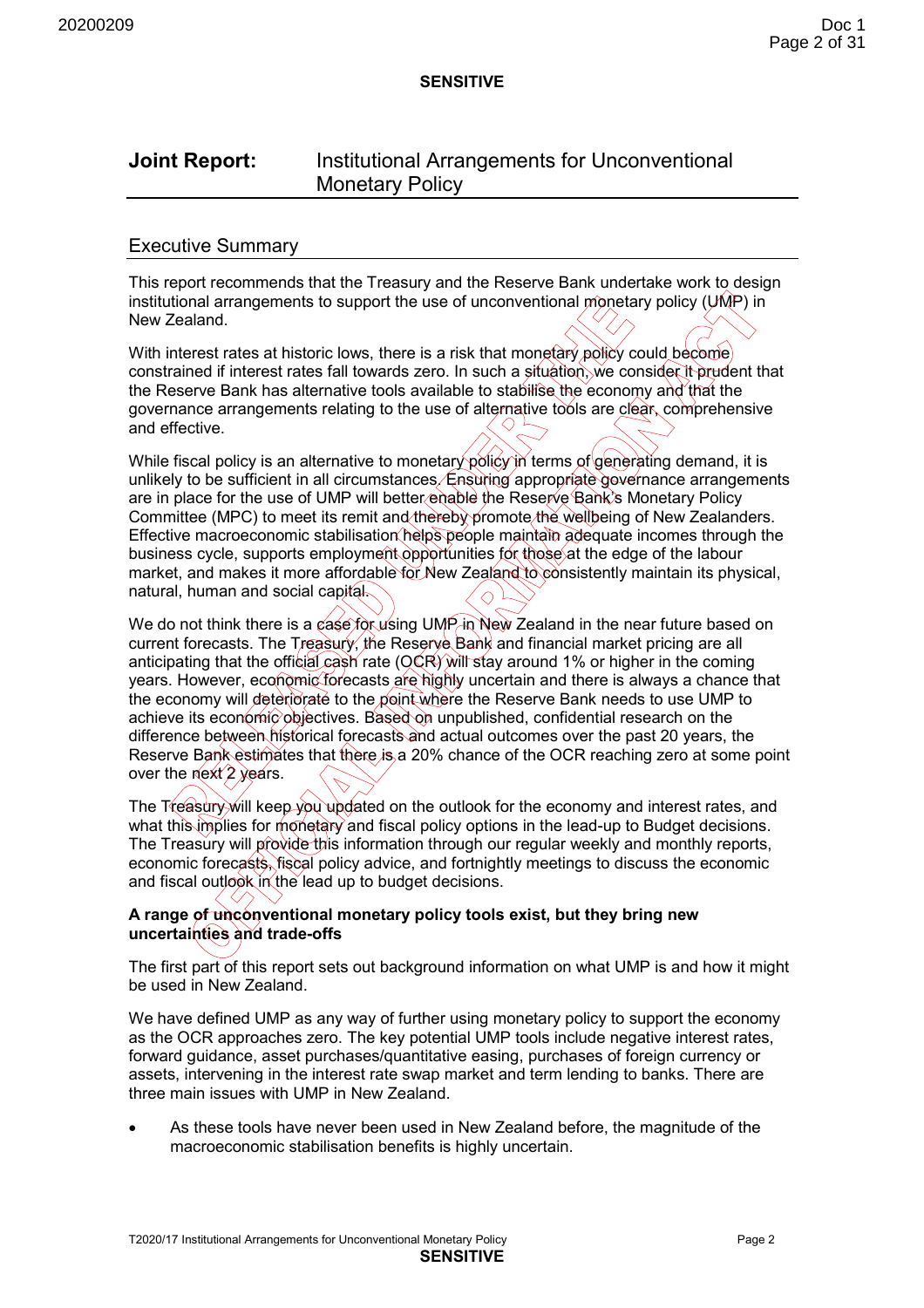**SENSITIVE**

## Joint Report: Institutional Arrangements for Unconventional Monetary Policy

### Executive Summary

This report recommends that the Treasury and the Reserve Bank undertake work to design institutional arrangements to support the use of unconventional monetary policy (UMP) in New Zealand.

With interest rates at historic lows, there is a risk that monetary policy could become constrained if interest rates fall towards zero. In such a situation, we consider it prudent that the Reserve Bank has alternative tools available to stabilise the economy and that the governance arrangements relating to the use of alternative tools are clear, comprehensive and effective.

While fiscal policy is an alternative to monetary policy in terms of generating demand, it is unlikely to be sufficient in all circumstances. Ensuring appropriate governance arrangements are in place for the use of UMP will better enable the Reserve Bank's Monetary Policy Committee (MPC) to meet its remit and thereby promote the wellbeing of New Zealanders. Effective macroeconomic stabilisation helps people maintain adequate incomes through the business cycle, supports employment opportunities for those at the edge of the labour market, and makes it more affordable for New Zealand to consistently maintain its physical, natural, human and social capital.

We do not think there is a case for using UMP in New Zealand in the near future based on current forecasts. The Treasury, the Reserve Bank and financial market pricing are all anticipating that the official cash rate (OCR) will stay around 1% or higher in the coming years. However, economic forecasts are highly uncertain and there is always a chance that the economy will deteriorate to the point where the Reserve Bank needs to use UMP to achieve its economic objectives. Based on unpublished, confidential research on the difference between historical forecasts and actual outcomes over the past 20 years, the Reserve Bank estimates that there is a 20% chance of the OCR reaching zero at some point over the next 2 years.

The Treasury will keep you updated on the outlook for the economy and interest rates, and what this implies for monetary and fiscal policy options in the lead-up to Budget decisions. The Treasury will provide this information through our regular weekly and monthly reports, economic forecasts, fiscal policy advice, and fortnightly meetings to discuss the economic and fiscal outlook in the lead up to budget decisions.

**A range of unconventional monetary policy tools exist, but they bring new uncertainties and trade-offs**

The first part of this report sets out background information on what UMP is and how it might be used in New Zealand.

We have defined UMP as any way of further using monetary policy to support the economy as the OCR approaches zero. The key potential UMP tools include negative interest rates, forward guidance, asset purchases/quantitative easing, purchases of foreign currency or assets, intervening in the interest rate swap market and term lending to banks. There are three main issues with UMP in New Zealand.

- As these tools have never been used in New Zealand before, the magnitude of the macroeconomic stabilisation benefits is highly uncertain.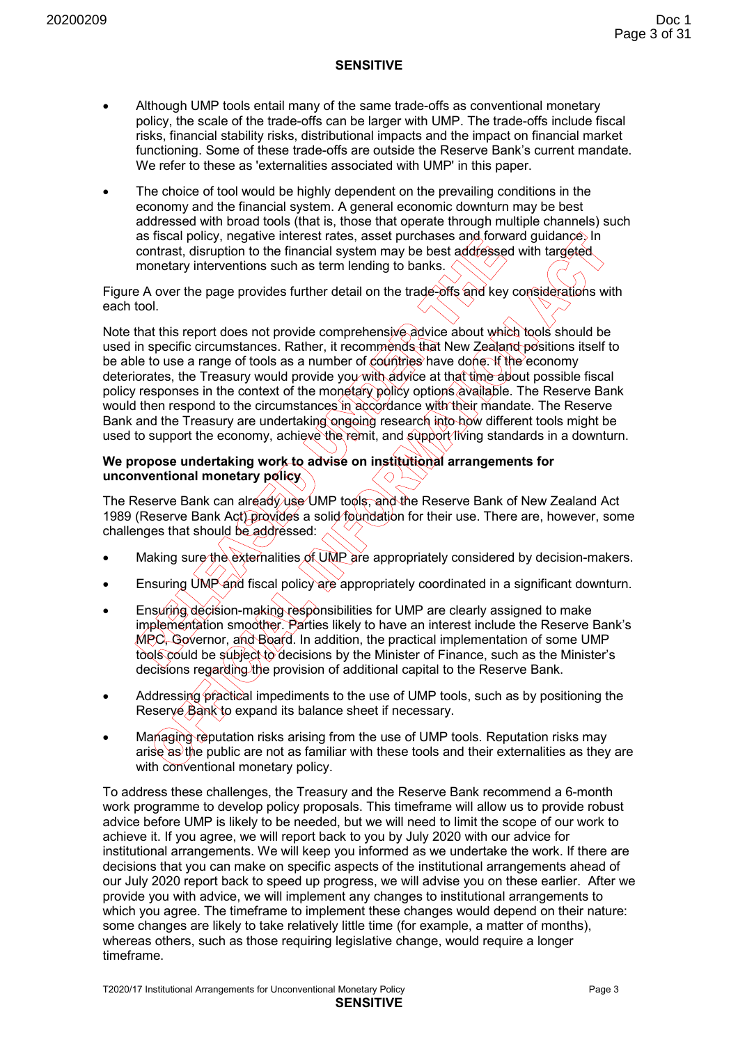**SENSITIVE**

- Although UMP tools entail many of the same trade-offs as conventional monetary policy, the scale of the trade-offs can be larger with UMP. The trade-offs include fiscal risks, financial stability risks, distributional impacts and the impact on financial market functioning. Some of these trade-offs are outside the Reserve Bank's current mandate. We refer to these as 'externalities associated with UMP' in this paper.

- The choice of tool would be highly dependent on the prevailing conditions in the economy and the financial system. A general economic downturn may be best addressed with broad tools (that is, those that operate through multiple channels) such as fiscal policy, negative interest rates, asset purchases and forward guidance. In contrast, disruption to the financial system may be best addressed with targeted monetary interventions such as term lending to banks.

Figure A over the page provides further detail on the trade-offs and key considerations with each tool.

Note that this report does not provide comprehensive advice about which tools should be used in specific circumstances. Rather, it recommends that New Zealand positions itself to be able to use a range of tools as a number of countries have done. If the economy deteriorates, the Treasury would provide you with advice at that time about possible fiscal policy responses in the context of the monetary policy options available. The Reserve Bank would then respond to the circumstances in accordance with their mandate. The Reserve Bank and the Treasury are undertaking ongoing research into how different tools might be used to support the economy, achieve the remit, and support living standards in a downturn.

**We propose undertaking work to advise on institutional arrangements for unconventional monetary policy**

The Reserve Bank can already use UMP tools, and the Reserve Bank of New Zealand Act 1989 (Reserve Bank Act) provides a solid foundation for their use. There are, however, some challenges that should be addressed:

- Making sure the externalities of UMP are appropriately considered by decision-makers.

- Ensuring UMP and fiscal policy are appropriately coordinated in a significant downturn.

- Ensuring decision-making responsibilities for UMP are clearly assigned to make implementation smoother. Parties likely to have an interest include the Reserve Bank's MPC, Governor, and Board. In addition, the practical implementation of some UMP tools could be subject to decisions by the Minister of Finance, such as the Minister's decisions regarding the provision of additional capital to the Reserve Bank.

- Addressing practical impediments to the use of UMP tools, such as by positioning the Reserve Bank to expand its balance sheet if necessary.

- Managing reputation risks arising from the use of UMP tools. Reputation risks may arise as the public are not as familiar with these tools and their externalities as they are with conventional monetary policy.

To address these challenges, the Treasury and the Reserve Bank recommend a 6-month work programme to develop policy proposals. This timeframe will allow us to provide robust advice before UMP is likely to be needed, but we will need to limit the scope of our work to achieve it. If you agree, we will report back to you by July 2020 with our advice for institutional arrangements. We will keep you informed as we undertake the work. If there are decisions that you can make on specific aspects of the institutional arrangements ahead of our July 2020 report back to speed up progress, we will advise you on these earlier. After we provide you with advice, we will implement any changes to institutional arrangements to which you agree. The timeframe to implement these changes would depend on their nature: some changes are likely to take relatively little time (for example, a matter of months), whereas others, such as those requiring legislative change, would require a longer timeframe.

T2020/17 Institutional Arrangements for Unconventional Monetary Policy

**SENSITIVE**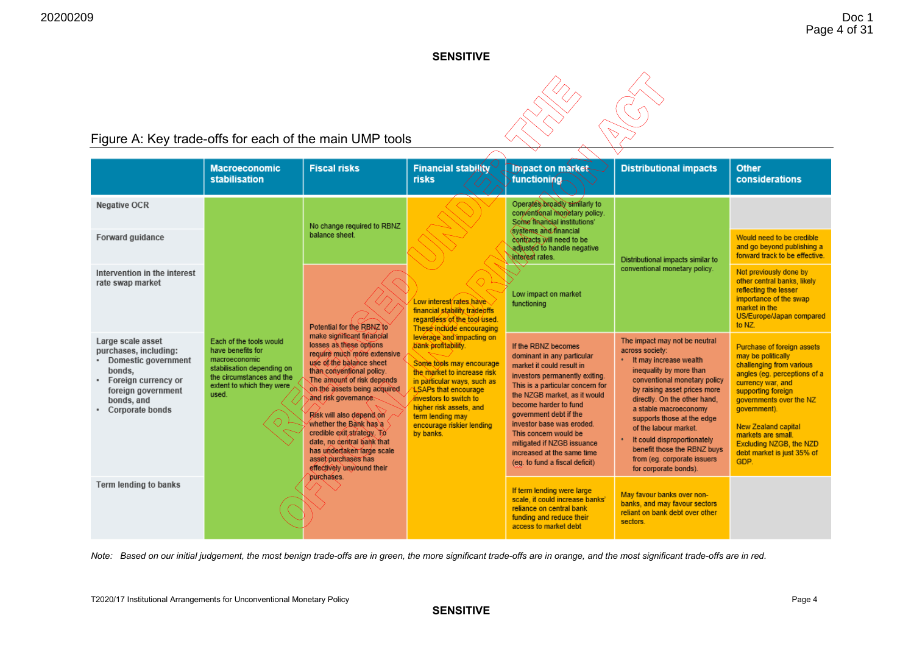**SENSITIVE**

RELEASED UNDER THE OFFICIAL INFORMATION ACT

Figure A: Key trade-offs for each of the main UMP tools

| | Macroeconomic stabilisation | Fiscal risks | Financial stability risks | Impact on market functioning | Distributional impacts | Other considerations |
|---|---|---|---|---|---|---|
| Negative OCR | Each of the tools would have benefits for macroeconomic stabilisation depending on the circumstances and the extent to which they were used. | No change required to RBNZ balance sheet. | Low interest rates have financial stability tradeoffs regardless of the tool used. These include encouraging leverage and impacting on bank profitability. Some tools may encourage the market to increase risk in particular ways, such as LSAPs that encourage investors to switch to higher risk assets, and term lending may encourage riskier lending by banks. | Operates broadly similarly to conventional monetary policy. Some financial institutions' systems and financial contracts will need to be adjusted to handle negative interest rates. | Distributional impacts similar to conventional monetary policy. | |
| Forward guidance | | | | | | Would need to be credible and go beyond publishing a forward track to be effective. |
| Intervention in the interest rate swap market | | Potential for the RBNZ to make significant financial losses as these options require much more extensive use of the balance sheet than conventional policy. The amount of risk depends on the assets being acquired and risk governance. Risk will also depend on whether the Bank has a credible exit strategy. To date, no central bank that has undertaken large scale asset purchases has effectively unwound their purchases. | | Low impact on market functioning | | Not previously done by other central banks, likely reflecting the lesser importance of the swap market in the US/Europe/Japan compared to NZ. |
| Large scale asset purchases, including:<br>• Domestic government bonds,<br>• Foreign currency or foreign government bonds, and<br>• Corporate bonds | | | | If the RBNZ becomes dominant in any particular market it could result in investors permanently exiting. This is a particular concern for the NZGB market, as it would become harder to fund government debt if the investor base was eroded. This concern would be mitigated if NZGB issuance increased at the same time (eg. to fund a fiscal deficit) | The impact may not be neutral across society:<br>• It may increase wealth inequality by more than conventional monetary policy by raising asset prices more directly. On the other hand, a stable macroeconomy supports those at the edge of the labour market.<br>• It could disproportionately benefit those the RBNZ buys from (eg. corporate issuers for corporate bonds). | Purchase of foreign assets may be politically challenging from various angles (eg. perceptions of a currency war, and supporting foreign governments over the NZ government).<br><br>New Zealand capital markets are small. Excluding NZGB, the NZD debt market is just 35% of GDP. |
| Term lending to banks | | | | If term lending were large scale, it could increase banks' reliance on central bank funding and reduce their access to market debt | May favour banks over non-banks, and may favour sectors reliant on bank debt over other sectors. | |

*Note: Based on our initial judgement, the most benign trade-offs are in green, the more significant trade-offs are in orange, and the most significant trade-offs are in red.*

**SENSITIVE**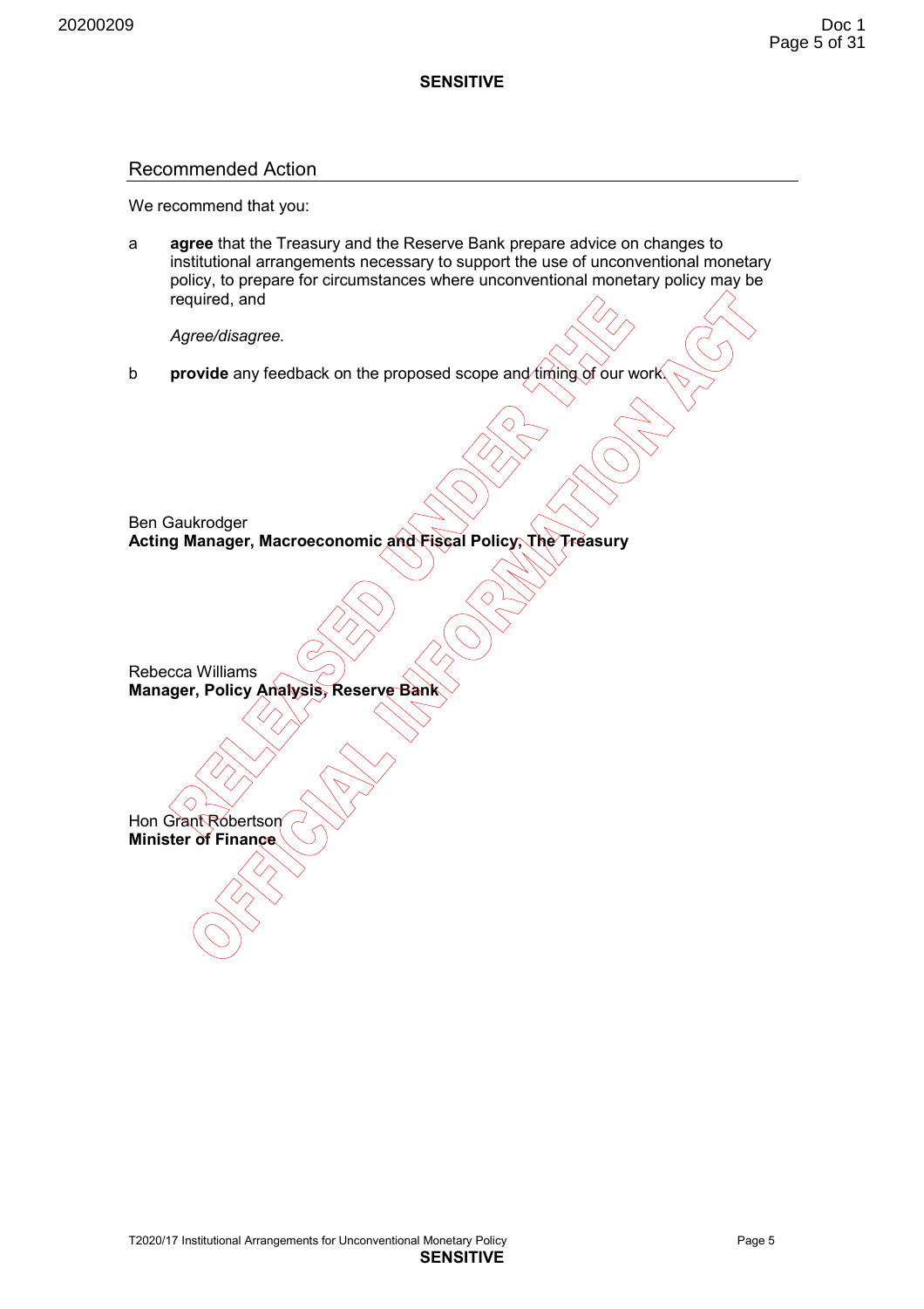**SENSITIVE**

## Recommended Action

We recommend that you:

a **agree** that the Treasury and the Reserve Bank prepare advice on changes to institutional arrangements necessary to support the use of unconventional monetary policy, to prepare for circumstances where unconventional monetary policy may be required, and

*Agree/disagree.*

b **provide** any feedback on the proposed scope and timing of our work.

Ben Gaukrodger
**Acting Manager, Macroeconomic and Fiscal Policy, The Treasury**

Rebecca Williams
**Manager, Policy Analysis, Reserve Bank**

Hon Grant Robertson
**Minister of Finance**

**SENSITIVE**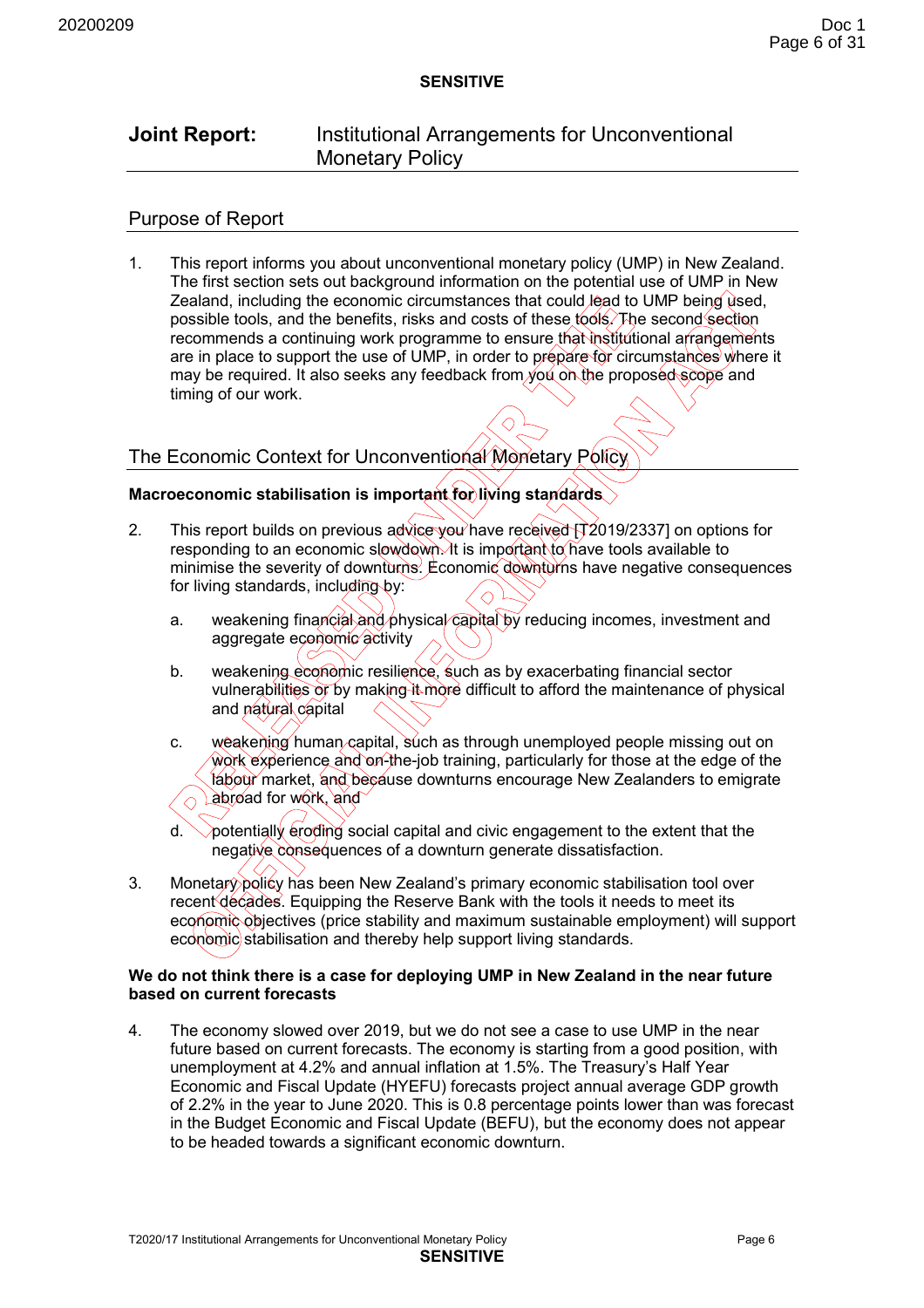**SENSITIVE**

**Joint Report:** Institutional Arrangements for Unconventional Monetary Policy

## Purpose of Report

1. This report informs you about unconventional monetary policy (UMP) in New Zealand. The first section sets out background information on the potential use of UMP in New Zealand, including the economic circumstances that could lead to UMP being used, possible tools, and the benefits, risks and costs of these tools. The second section recommends a continuing work programme to ensure that institutional arrangements are in place to support the use of UMP, in order to prepare for circumstances where it may be required. It also seeks any feedback from you on the proposed scope and timing of our work.

## The Economic Context for Unconventional Monetary Policy

### Macroeconomic stabilisation is important for living standards

2. This report builds on previous advice you have received [T2019/2337] on options for responding to an economic slowdown. It is important to have tools available to minimise the severity of downturns. Economic downturns have negative consequences for living standards, including by:

   a. weakening financial and physical capital by reducing incomes, investment and aggregate economic activity

   b. weakening economic resilience, such as by exacerbating financial sector vulnerabilities or by making it more difficult to afford the maintenance of physical and natural capital

   c. weakening human capital, such as through unemployed people missing out on work experience and on-the-job training, particularly for those at the edge of the labour market, and because downturns encourage New Zealanders to emigrate abroad for work, and

   d. potentially eroding social capital and civic engagement to the extent that the negative consequences of a downturn generate dissatisfaction.

3. Monetary policy has been New Zealand's primary economic stabilisation tool over recent decades. Equipping the Reserve Bank with the tools it needs to meet its economic objectives (price stability and maximum sustainable employment) will support economic stabilisation and thereby help support living standards.

### We do not think there is a case for deploying UMP in New Zealand in the near future based on current forecasts

4. The economy slowed over 2019, but we do not see a case to use UMP in the near future based on current forecasts. The economy is starting from a good position, with unemployment at 4.2% and annual inflation at 1.5%. The Treasury's Half Year Economic and Fiscal Update (HYEFU) forecasts project annual average GDP growth of 2.2% in the year to June 2020. This is 0.8 percentage points lower than was forecast in the Budget Economic and Fiscal Update (BEFU), but the economy does not appear to be headed towards a significant economic downturn.

T2020/17 Institutional Arrangements for Unconventional Monetary Policy

**SENSITIVE**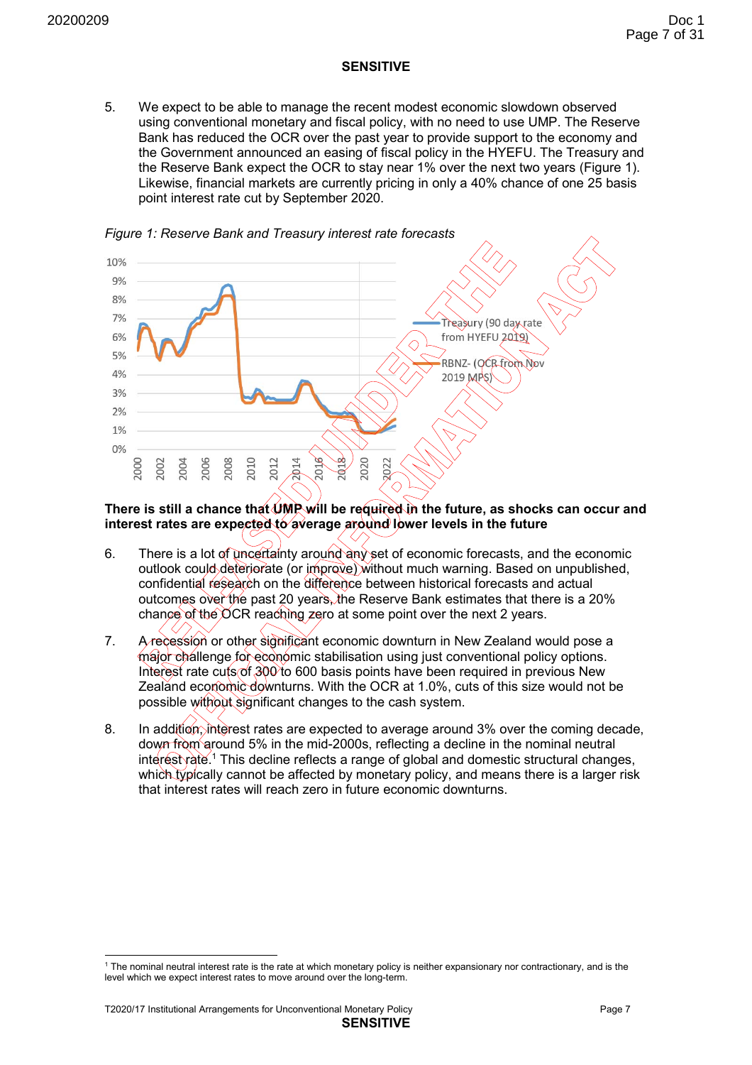**SENSITIVE**

5. We expect to be able to manage the recent modest economic slowdown observed using conventional monetary and fiscal policy, with no need to use UMP. The Reserve Bank has reduced the OCR over the past year to provide support to the economy and the Government announced an easing of fiscal policy in the HYEFU. The Treasury and the Reserve Bank expect the OCR to stay near 1% over the next two years (Figure 1). Likewise, financial markets are currently pricing in only a 40% chance of one 25 basis point interest rate cut by September 2020.

*Figure 1: Reserve Bank and Treasury interest rate forecasts*

**There is still a chance that UMP will be required in the future, as shocks can occur and interest rates are expected to average around lower levels in the future**

6. There is a lot of uncertainty around any set of economic forecasts, and the economic outlook could deteriorate (or improve) without much warning. Based on unpublished, confidential research on the difference between historical forecasts and actual outcomes over the past 20 years, the Reserve Bank estimates that there is a 20% chance of the OCR reaching zero at some point over the next 2 years.

7. A recession or other significant economic downturn in New Zealand would pose a major challenge for economic stabilisation using just conventional policy options. Interest rate cuts of 300 to 600 basis points have been required in previous New Zealand economic downturns. With the OCR at 1.0%, cuts of this size would not be possible without significant changes to the cash system.

8. In addition, interest rates are expected to average around 3% over the coming decade, down from around 5% in the mid-2000s, reflecting a decline in the nominal neutral interest rate.[1] This decline reflects a range of global and domestic structural changes, which typically cannot be affected by monetary policy, and means there is a larger risk that interest rates will reach zero in future economic downturns.

[1] The nominal neutral interest rate is the rate at which monetary policy is neither expansionary nor contractionary, and is the level which we expect interest rates to move around over the long-term.

T2020/17 Institutional Arrangements for Unconventional Monetary Policy

**SENSITIVE**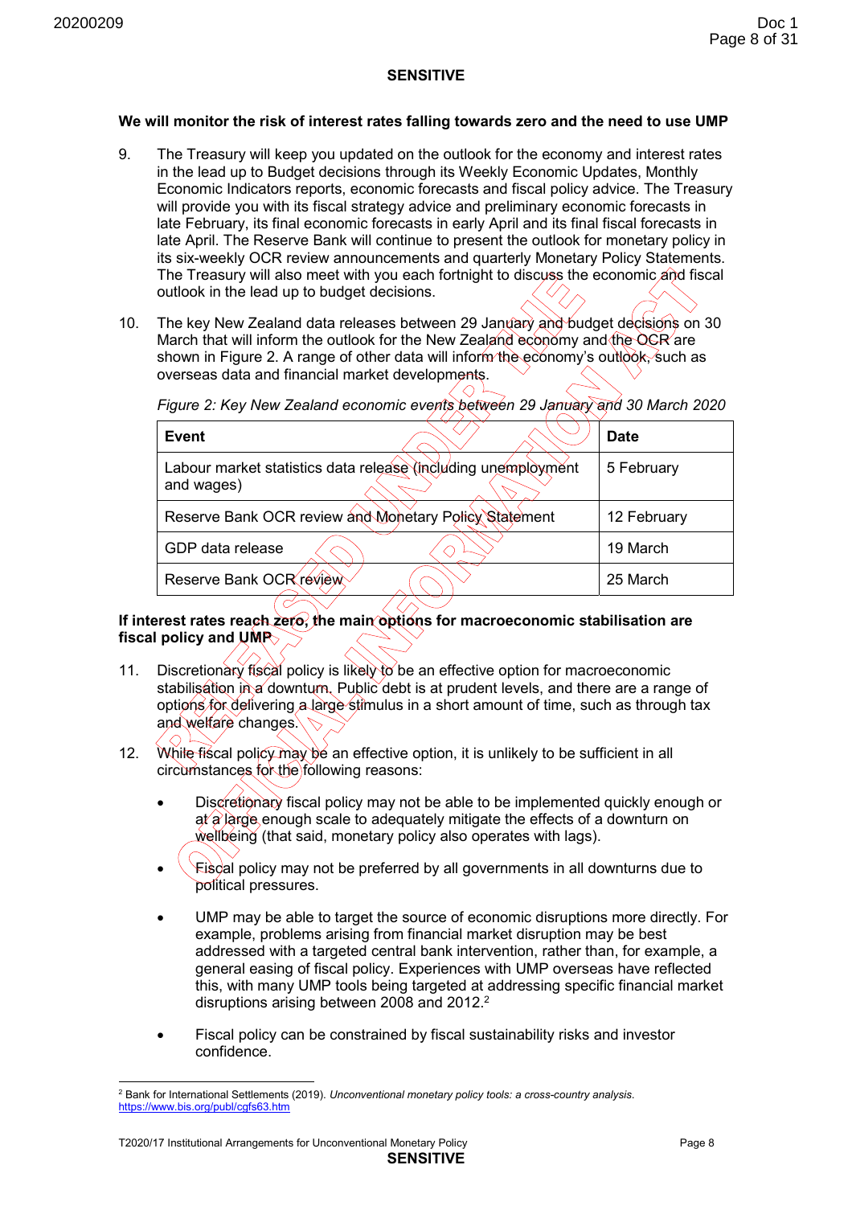**SENSITIVE**

## We will monitor the risk of interest rates falling towards zero and the need to use UMP

9. The Treasury will keep you updated on the outlook for the economy and interest rates in the lead up to Budget decisions through its Weekly Economic Updates, Monthly Economic Indicators reports, economic forecasts and fiscal policy advice. The Treasury will provide you with its fiscal strategy advice and preliminary economic forecasts in late February, its final economic forecasts in early April and its final fiscal forecasts in late April. The Reserve Bank will continue to present the outlook for monetary policy in its six-weekly OCR review announcements and quarterly Monetary Policy Statements. The Treasury will also meet with you each fortnight to discuss the economic and fiscal outlook in the lead up to budget decisions.

10. The key New Zealand data releases between 29 January and budget decisions on 30 March that will inform the outlook for the New Zealand economy and the OCR are shown in Figure 2. A range of other data will inform the economy's outlook, such as overseas data and financial market developments.

*Figure 2: Key New Zealand economic events between 29 January and 30 March 2020*

| Event | Date |
| --- | --- |
| Labour market statistics data release (including unemployment and wages) | 5 February |
| Reserve Bank OCR review and Monetary Policy Statement | 12 February |
| GDP data release | 19 March |
| Reserve Bank OCR review | 25 March |

## If interest rates reach zero, the main options for macroeconomic stabilisation are fiscal policy and UMP

11. Discretionary fiscal policy is likely to be an effective option for macroeconomic stabilisation in a downturn. Public debt is at prudent levels, and there are a range of options for delivering a large stimulus in a short amount of time, such as through tax and welfare changes.

12. While fiscal policy may be an effective option, it is unlikely to be sufficient in all circumstances for the following reasons:

   - Discretionary fiscal policy may not be able to be implemented quickly enough or at a large enough scale to adequately mitigate the effects of a downturn on wellbeing (that said, monetary policy also operates with lags).

   - Fiscal policy may not be preferred by all governments in all downturns due to political pressures.

   - UMP may be able to target the source of economic disruptions more directly. For example, problems arising from financial market disruption may be best addressed with a targeted central bank intervention, rather than, for example, a general easing of fiscal policy. Experiences with UMP overseas have reflected this, with many UMP tools being targeted at addressing specific financial market disruptions arising between 2008 and 2012.[2]

   - Fiscal policy can be constrained by fiscal sustainability risks and investor confidence.

---

[2] Bank for International Settlements (2019). *Unconventional monetary policy tools: a cross-country analysis.* https://www.bis.org/publ/cgfs63.htm

T2020/17 Institutional Arrangements for Unconventional Monetary Policy

**SENSITIVE**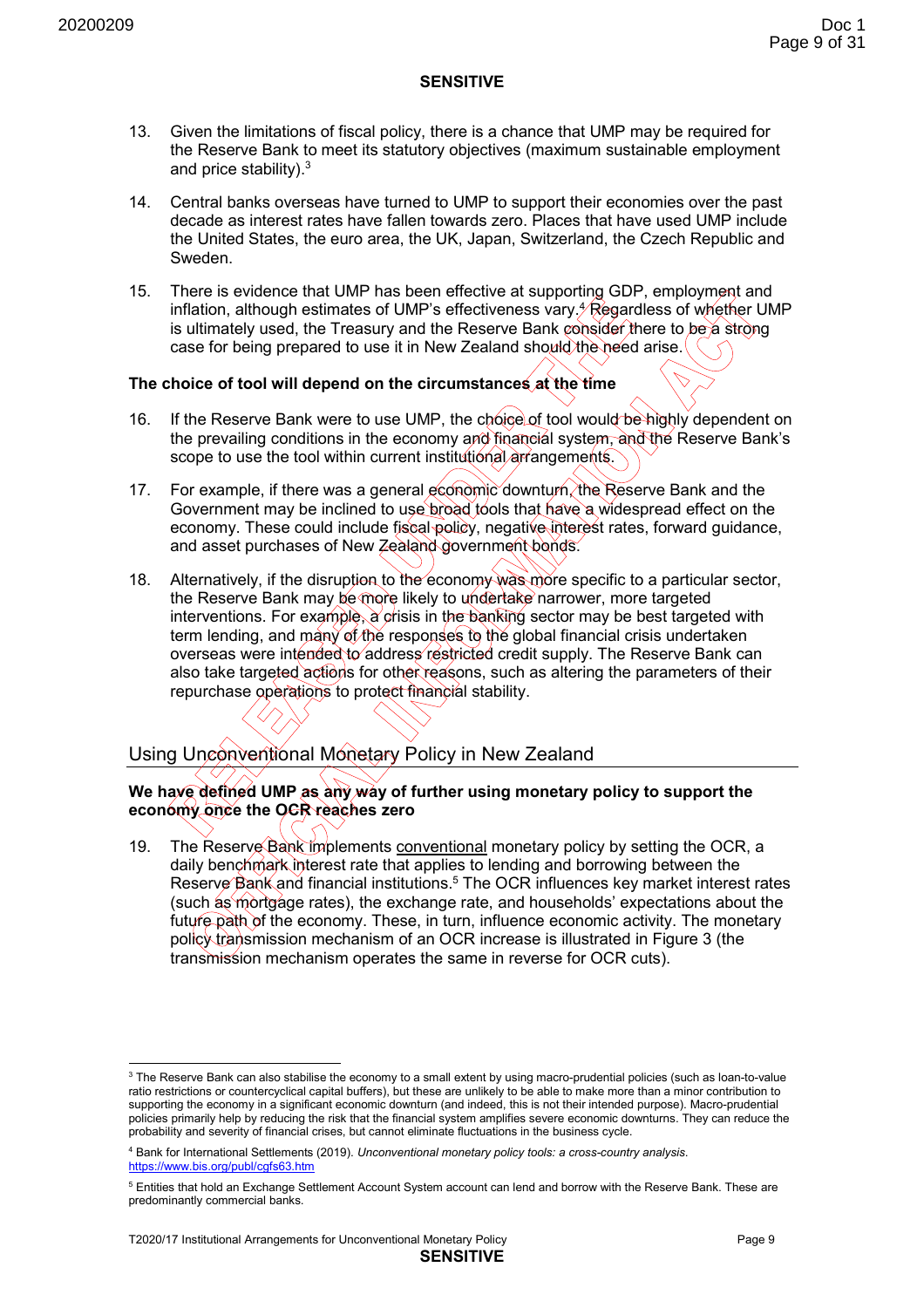13. Given the limitations of fiscal policy, there is a chance that UMP may be required for the Reserve Bank to meet its statutory objectives (maximum sustainable employment and price stability).[3]

14. Central banks overseas have turned to UMP to support their economies over the past decade as interest rates have fallen towards zero. Places that have used UMP include the United States, the euro area, the UK, Japan, Switzerland, the Czech Republic and Sweden.

15. There is evidence that UMP has been effective at supporting GDP, employment and inflation, although estimates of UMP's effectiveness vary.[4] Regardless of whether UMP is ultimately used, the Treasury and the Reserve Bank consider there to be a strong case for being prepared to use it in New Zealand should the need arise.

**The choice of tool will depend on the circumstances at the time**

16. If the Reserve Bank were to use UMP, the choice of tool would be highly dependent on the prevailing conditions in the economy and financial system, and the Reserve Bank's scope to use the tool within current institutional arrangements.

17. For example, if there was a general economic downturn, the Reserve Bank and the Government may be inclined to use broad tools that have a widespread effect on the economy. These could include fiscal policy, negative interest rates, forward guidance, and asset purchases of New Zealand government bonds.

18. Alternatively, if the disruption to the economy was more specific to a particular sector, the Reserve Bank may be more likely to undertake narrower, more targeted interventions. For example, a crisis in the banking sector may be best targeted with term lending, and many of the responses to the global financial crisis undertaken overseas were intended to address restricted credit supply. The Reserve Bank can also take targeted actions for other reasons, such as altering the parameters of their repurchase operations to protect financial stability.

## Using Unconventional Monetary Policy in New Zealand

**We have defined UMP as any way of further using monetary policy to support the economy once the OCR reaches zero**

19. The Reserve Bank implements conventional monetary policy by setting the OCR, a daily benchmark interest rate that applies to lending and borrowing between the Reserve Bank and financial institutions.[5] The OCR influences key market interest rates (such as mortgage rates), the exchange rate, and households' expectations about the future path of the economy. These, in turn, influence economic activity. The monetary policy transmission mechanism of an OCR increase is illustrated in Figure 3 (the transmission mechanism operates the same in reverse for OCR cuts).

---

[3] The Reserve Bank can also stabilise the economy to a small extent by using macro-prudential policies (such as loan-to-value ratio restrictions or countercyclical capital buffers), but these are unlikely to be able to make more than a minor contribution to supporting the economy in a significant economic downturn (and indeed, this is not their intended purpose). Macro-prudential policies primarily help by reducing the risk that the financial system amplifies severe economic downturns. They can reduce the probability and severity of financial crises, but cannot eliminate fluctuations in the business cycle.

[4] Bank for International Settlements (2019). *Unconventional monetary policy tools: a cross-country analysis.* https://www.bis.org/publ/cgfs63.htm

[5] Entities that hold an Exchange Settlement Account System account can lend and borrow with the Reserve Bank. These are predominantly commercial banks.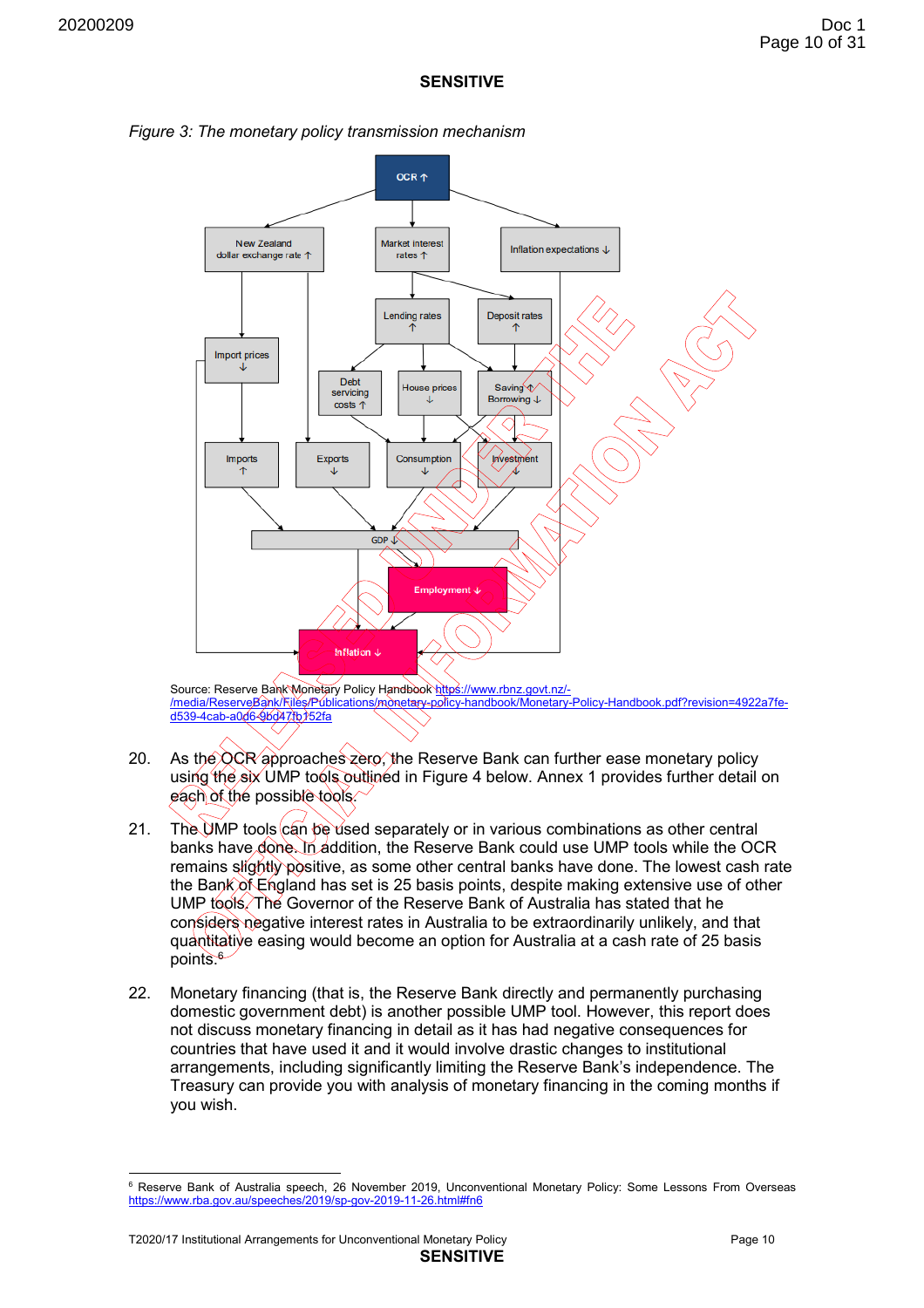**SENSITIVE**

*Figure 3: The monetary policy transmission mechanism*

Source: Reserve Bank Monetary Policy Handbook https://www.rbnz.govt.nz/-/media/ReserveBank/Files/Publications/monetary-policy-handbook/Monetary-Policy-Handbook.pdf?revision=4922a7fe-d539-4cab-a0d6-9bd47fb152fa

20. As the OCR approaches zero, the Reserve Bank can further ease monetary policy using the six UMP tools outlined in Figure 4 below. Annex 1 provides further detail on each of the possible tools.

21. The UMP tools can be used separately or in various combinations as other central banks have done. In addition, the Reserve Bank could use UMP tools while the OCR remains slightly positive, as some other central banks have done. The lowest cash rate the Bank of England has set is 25 basis points, despite making extensive use of other UMP tools. The Governor of the Reserve Bank of Australia has stated that he considers negative interest rates in Australia to be extraordinarily unlikely, and that quantitative easing would become an option for Australia at a cash rate of 25 basis points.[6]

22. Monetary financing (that is, the Reserve Bank directly and permanently purchasing domestic government debt) is another possible UMP tool. However, this report does not discuss monetary financing in detail as it has had negative consequences for countries that have used it and it would involve drastic changes to institutional arrangements, including significantly limiting the Reserve Bank's independence. The Treasury can provide you with analysis of monetary financing in the coming months if you wish.

[6] Reserve Bank of Australia speech, 26 November 2019, Unconventional Monetary Policy: Some Lessons From Overseas https://www.rba.gov.au/speeches/2019/sp-gov-2019-11-26.html#fn6

T2020/17 Institutional Arrangements for Unconventional Monetary Policy

**SENSITIVE**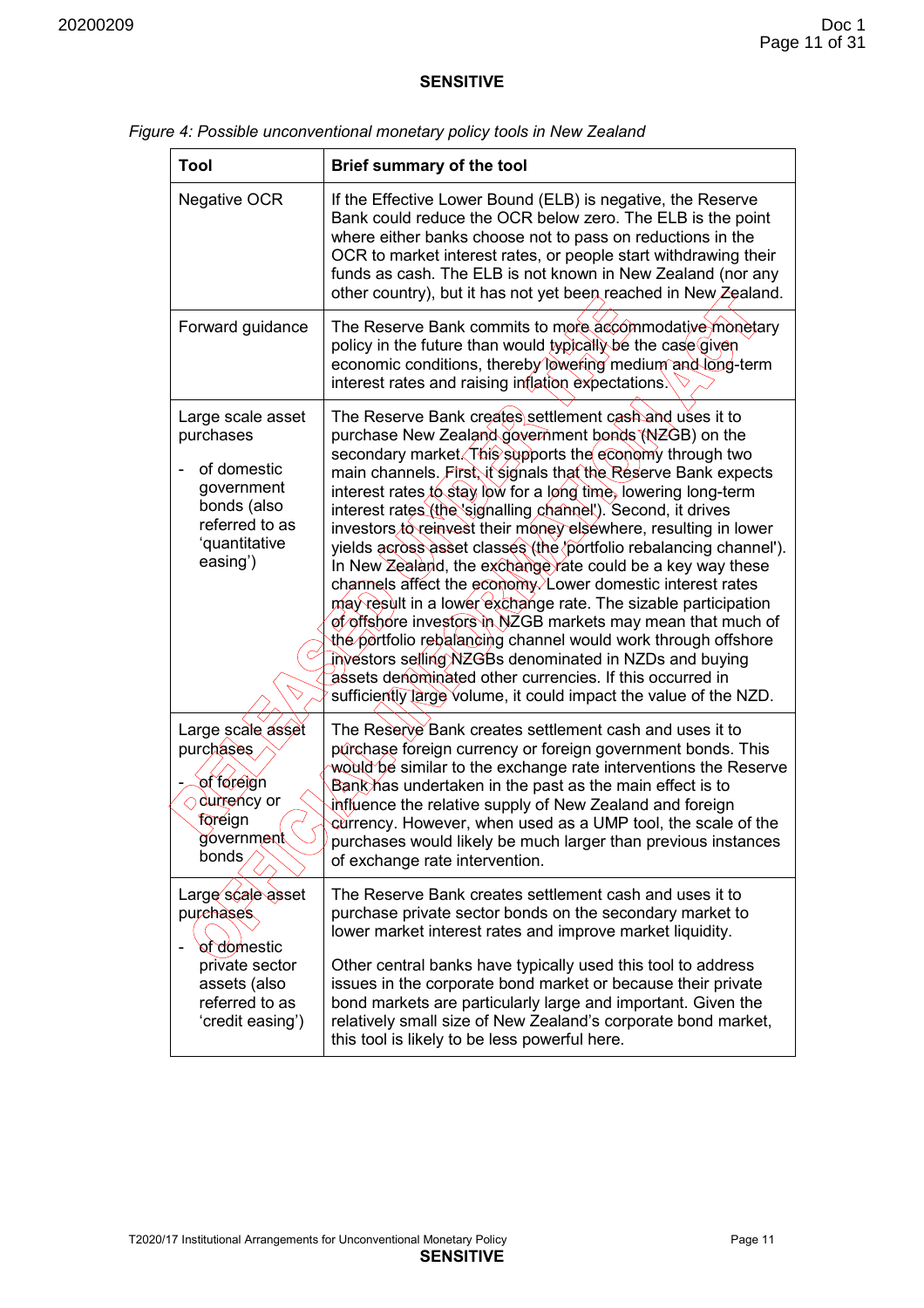**SENSITIVE**

*Figure 4: Possible unconventional monetary policy tools in New Zealand*

| Tool | Brief summary of the tool |
|---|---|
| Negative OCR | If the Effective Lower Bound (ELB) is negative, the Reserve Bank could reduce the OCR below zero. The ELB is the point where either banks choose not to pass on reductions in the OCR to market interest rates, or people start withdrawing their funds as cash. The ELB is not known in New Zealand (nor any other country), but it has not yet been reached in New Zealand. |
| Forward guidance | The Reserve Bank commits to more accommodative monetary policy in the future than would typically be the case given economic conditions, thereby lowering medium and long-term interest rates and raising inflation expectations. |
| Large scale asset purchases<br>- of domestic government bonds (also referred to as 'quantitative easing') | The Reserve Bank creates settlement cash and uses it to purchase New Zealand government bonds (NZGB) on the secondary market. This supports the economy through two main channels. First, it signals that the Reserve Bank expects interest rates to stay low for a long time, lowering long-term interest rates (the 'signalling channel'). Second, it drives investors to reinvest their money elsewhere, resulting in lower yields across asset classes (the 'portfolio rebalancing channel'). In New Zealand, the exchange rate could be a key way these channels affect the economy. Lower domestic interest rates may result in a lower exchange rate. The sizable participation of offshore investors in NZGB markets may mean that much of the portfolio rebalancing channel would work through offshore investors selling NZGBs denominated in NZDs and buying assets denominated other currencies. If this occurred in sufficiently large volume, it could impact the value of the NZD. |
| Large scale asset purchases<br>- of foreign currency or foreign government bonds | The Reserve Bank creates settlement cash and uses it to purchase foreign currency or foreign government bonds. This would be similar to the exchange rate interventions the Reserve Bank has undertaken in the past as the main effect is to influence the relative supply of New Zealand and foreign currency. However, when used as a UMP tool, the scale of the purchases would likely be much larger than previous instances of exchange rate intervention. |
| Large scale asset purchases<br>- of domestic private sector assets (also referred to as 'credit easing') | The Reserve Bank creates settlement cash and uses it to purchase private sector bonds on the secondary market to lower market interest rates and improve market liquidity.<br><br>Other central banks have typically used this tool to address issues in the corporate bond market or because their private bond markets are particularly large and important. Given the relatively small size of New Zealand's corporate bond market, this tool is likely to be less powerful here. |

T2020/17 Institutional Arrangements for Unconventional Monetary Policy

**SENSITIVE**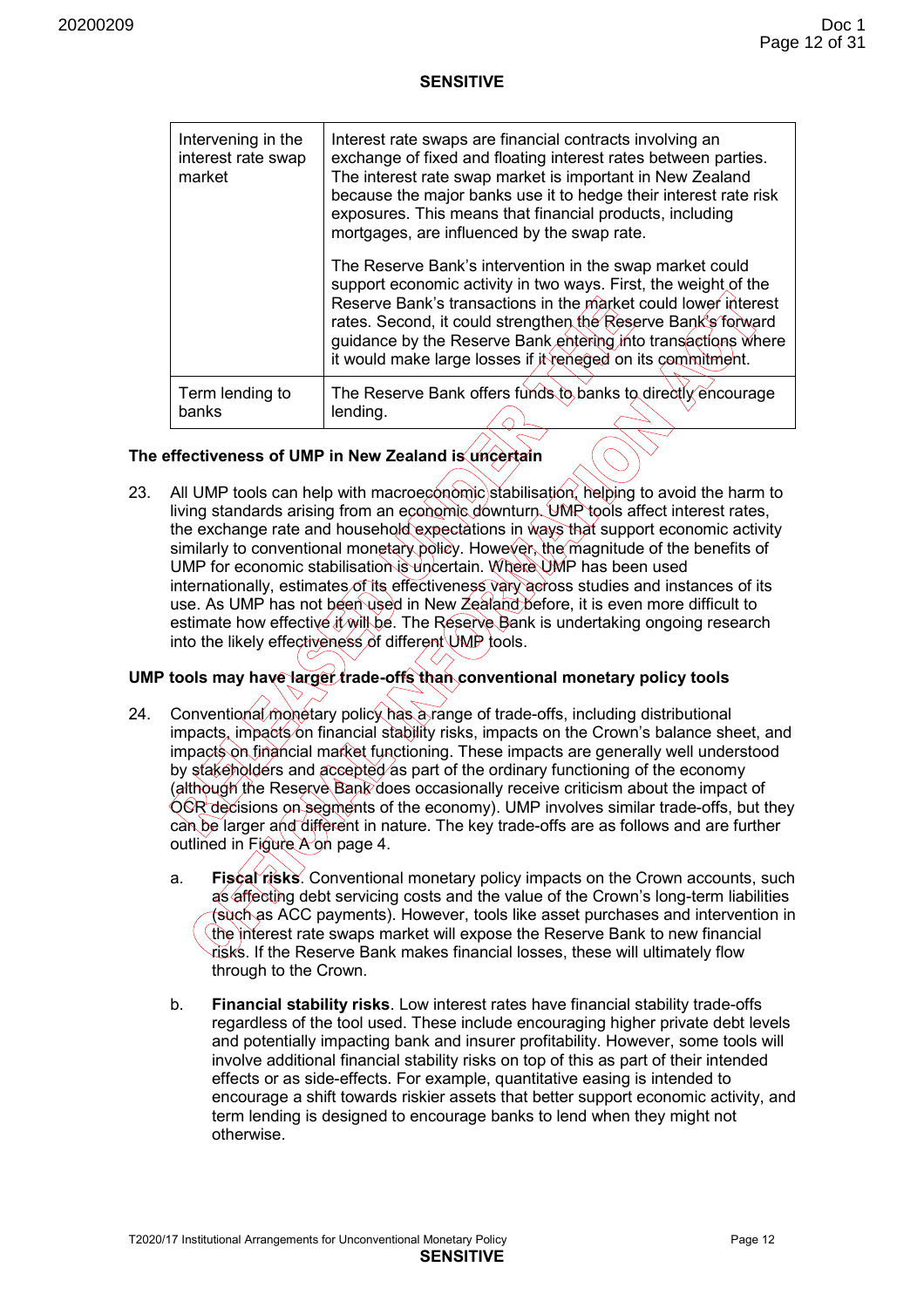**SENSITIVE**

| | |
|---|---|
| Intervening in the interest rate swap market | Interest rate swaps are financial contracts involving an exchange of fixed and floating interest rates between parties. The interest rate swap market is important in New Zealand because the major banks use it to hedge their interest rate risk exposures. This means that financial products, including mortgages, are influenced by the swap rate. <br><br> The Reserve Bank's intervention in the swap market could support economic activity in two ways. First, the weight of the Reserve Bank's transactions in the market could lower interest rates. Second, it could strengthen the Reserve Bank's forward guidance by the Reserve Bank entering into transactions where it would make large losses if it reneged on its commitment. |
| Term lending to banks | The Reserve Bank offers funds to banks to directly encourage lending. |

**The effectiveness of UMP in New Zealand is uncertain**

23. All UMP tools can help with macroeconomic stabilisation, helping to avoid the harm to living standards arising from an economic downturn. UMP tools affect interest rates, the exchange rate and household expectations in ways that support economic activity similarly to conventional monetary policy. However, the magnitude of the benefits of UMP for economic stabilisation is uncertain. Where UMP has been used internationally, estimates of its effectiveness vary across studies and instances of its use. As UMP has not been used in New Zealand before, it is even more difficult to estimate how effective it will be. The Reserve Bank is undertaking ongoing research into the likely effectiveness of different UMP tools.

**UMP tools may have larger trade-offs than conventional monetary policy tools**

24. Conventional monetary policy has a range of trade-offs, including distributional impacts, impacts on financial stability risks, impacts on the Crown's balance sheet, and impacts on financial market functioning. These impacts are generally well understood by stakeholders and accepted as part of the ordinary functioning of the economy (although the Reserve Bank does occasionally receive criticism about the impact of OCR decisions on segments of the economy). UMP involves similar trade-offs, but they can be larger and different in nature. The key trade-offs are as follows and are further outlined in Figure A on page 4.

    a. **Fiscal risks**. Conventional monetary policy impacts on the Crown accounts, such as affecting debt servicing costs and the value of the Crown's long-term liabilities (such as ACC payments). However, tools like asset purchases and intervention in the interest rate swaps market will expose the Reserve Bank to new financial risks. If the Reserve Bank makes financial losses, these will ultimately flow through to the Crown.

    b. **Financial stability risks**. Low interest rates have financial stability trade-offs regardless of the tool used. These include encouraging higher private debt levels and potentially impacting bank and insurer profitability. However, some tools will involve additional financial stability risks on top of this as part of their intended effects or as side-effects. For example, quantitative easing is intended to encourage a shift towards riskier assets that better support economic activity, and term lending is designed to encourage banks to lend when they might not otherwise.

T2020/17 Institutional Arrangements for Unconventional Monetary Policy

**SENSITIVE**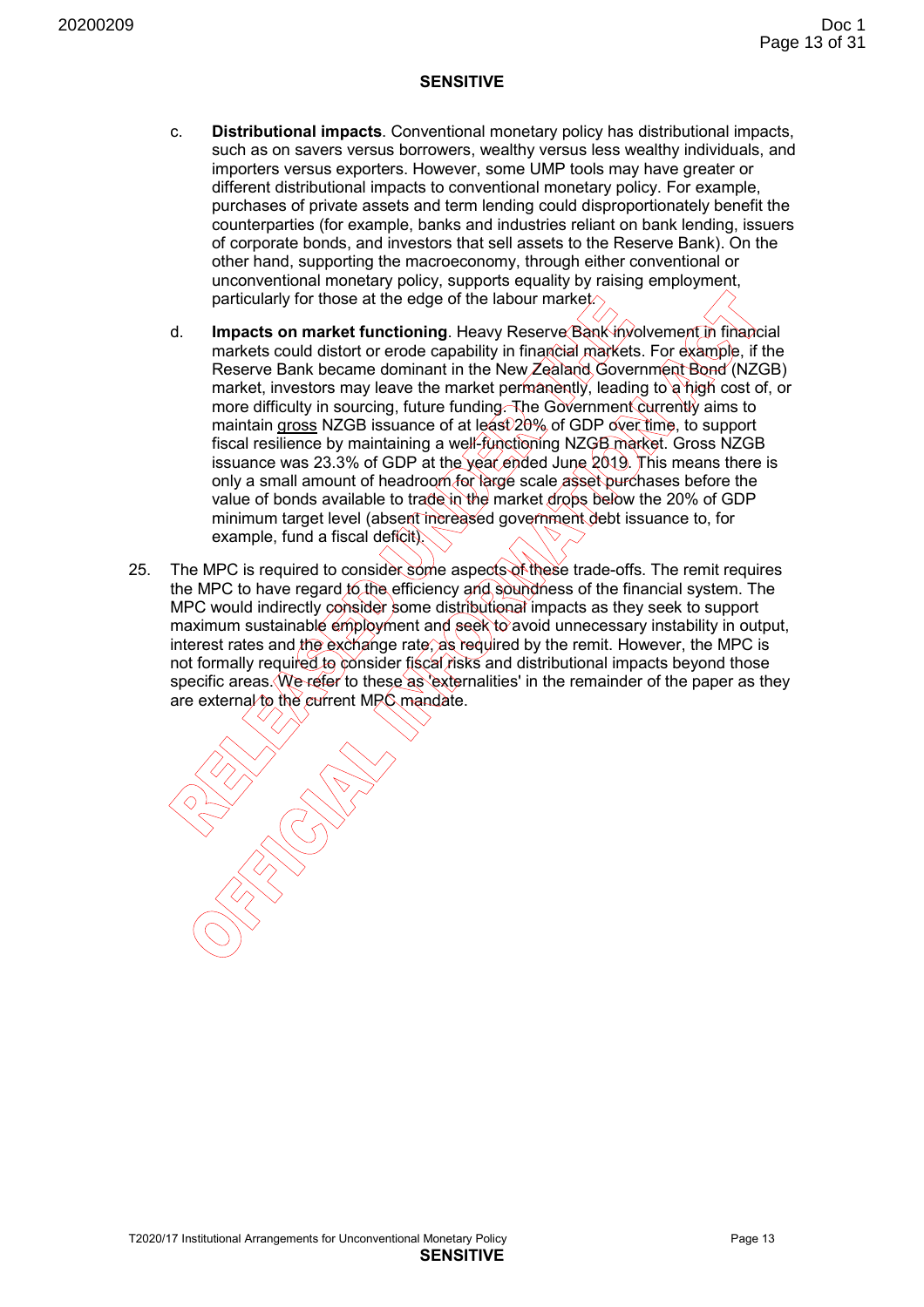**SENSITIVE**

c. **Distributional impacts**. Conventional monetary policy has distributional impacts, such as on savers versus borrowers, wealthy versus less wealthy individuals, and importers versus exporters. However, some UMP tools may have greater or different distributional impacts to conventional monetary policy. For example, purchases of private assets and term lending could disproportionately benefit the counterparties (for example, banks and industries reliant on bank lending, issuers of corporate bonds, and investors that sell assets to the Reserve Bank). On the other hand, supporting the macroeconomy, through either conventional or unconventional monetary policy, supports equality by raising employment, particularly for those at the edge of the labour market.

d. **Impacts on market functioning**. Heavy Reserve Bank involvement in financial markets could distort or erode capability in financial markets. For example, if the Reserve Bank became dominant in the New Zealand Government Bond (NZGB) market, investors may leave the market permanently, leading to a high cost of, or more difficulty in sourcing, future funding. The Government currently aims to maintain gross NZGB issuance of at least 20% of GDP over time, to support fiscal resilience by maintaining a well-functioning NZGB market. Gross NZGB issuance was 23.3% of GDP at the year ended June 2019. This means there is only a small amount of headroom for large scale asset purchases before the value of bonds available to trade in the market drops below the 20% of GDP minimum target level (absent increased government debt issuance to, for example, fund a fiscal deficit).

25. The MPC is required to consider some aspects of these trade-offs. The remit requires the MPC to have regard to the efficiency and soundness of the financial system. The MPC would indirectly consider some distributional impacts as they seek to support maximum sustainable employment and seek to avoid unnecessary instability in output, interest rates and the exchange rate, as required by the remit. However, the MPC is not formally required to consider fiscal risks and distributional impacts beyond those specific areas. We refer to these as 'externalities' in the remainder of the paper as they are external to the current MPC mandate.

**SENSITIVE**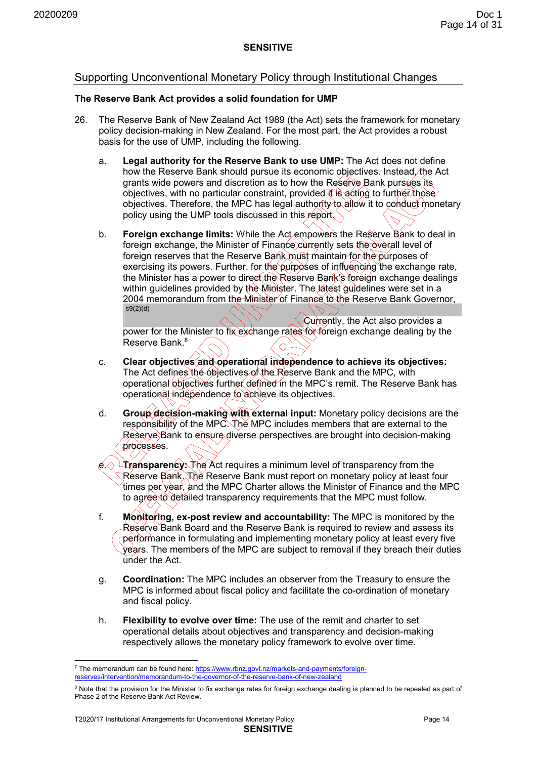**SENSITIVE**

## Supporting Unconventional Monetary Policy through Institutional Changes

### The Reserve Bank Act provides a solid foundation for UMP

26. The Reserve Bank of New Zealand Act 1989 (the Act) sets the framework for monetary policy decision-making in New Zealand. For the most part, the Act provides a robust basis for the use of UMP, including the following.

   a. **Legal authority for the Reserve Bank to use UMP:** The Act does not define how the Reserve Bank should pursue its economic objectives. Instead, the Act grants wide powers and discretion as to how the Reserve Bank pursues its objectives, with no particular constraint, provided it is acting to further those objectives. Therefore, the MPC has legal authority to allow it to conduct monetary policy using the UMP tools discussed in this report.

   b. **Foreign exchange limits:** While the Act empowers the Reserve Bank to deal in foreign exchange, the Minister of Finance currently sets the overall level of foreign reserves that the Reserve Bank must maintain for the purposes of exercising its powers. Further, for the purposes of influencing the exchange rate, the Minister has a power to direct the Reserve Bank's foreign exchange dealings within guidelines provided by the Minister. The latest guidelines were set in a 2004 memorandum from the Minister of Finance to the Reserve Bank Governor, s9(2)(d) Currently, the Act also provides a power for the Minister to fix exchange rates for foreign exchange dealing by the Reserve Bank.[8]

   c. **Clear objectives and operational independence to achieve its objectives:** The Act defines the objectives of the Reserve Bank and the MPC, with operational objectives further defined in the MPC's remit. The Reserve Bank has operational independence to achieve its objectives.

   d. **Group decision-making with external input:** Monetary policy decisions are the responsibility of the MPC. The MPC includes members that are external to the Reserve Bank to ensure diverse perspectives are brought into decision-making processes.

   e. **Transparency:** The Act requires a minimum level of transparency from the Reserve Bank. The Reserve Bank must report on monetary policy at least four times per year, and the MPC Charter allows the Minister of Finance and the MPC to agree to detailed transparency requirements that the MPC must follow.

   f. **Monitoring, ex-post review and accountability:** The MPC is monitored by the Reserve Bank Board and the Reserve Bank is required to review and assess its performance in formulating and implementing monetary policy at least every five years. The members of the MPC are subject to removal if they breach their duties under the Act.

   g. **Coordination:** The MPC includes an observer from the Treasury to ensure the MPC is informed about fiscal policy and facilitate the co-ordination of monetary and fiscal policy.

   h. **Flexibility to evolve over time:** The use of the remit and charter to set operational details about objectives and transparency and decision-making respectively allows the monetary policy framework to evolve over time.

---

[7] The memorandum can be found here: https://www.rbnz.govt.nz/markets-and-payments/foreign-reserves/intervention/memorandum-to-the-governor-of-the-reserve-bank-of-new-zealand

[8] Note that the provision for the Minister to fix exchange rates for foreign exchange dealing is planned to be repealed as part of Phase 2 of the Reserve Bank Act Review.

**SENSITIVE**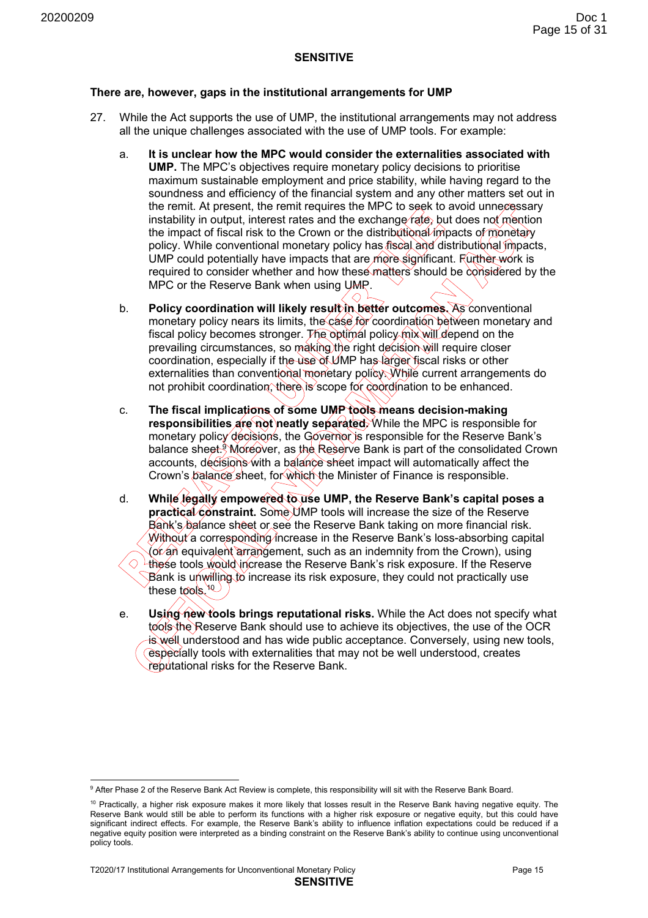**SENSITIVE**

**There are, however, gaps in the institutional arrangements for UMP**

27. While the Act supports the use of UMP, the institutional arrangements may not address all the unique challenges associated with the use of UMP tools. For example:

    a. **It is unclear how the MPC would consider the externalities associated with UMP.** The MPC's objectives require monetary policy decisions to prioritise maximum sustainable employment and price stability, while having regard to the soundness and efficiency of the financial system and any other matters set out in the remit. At present, the remit requires the MPC to seek to avoid unnecessary instability in output, interest rates and the exchange rate, but does not mention the impact of fiscal risk to the Crown or the distributional impacts of monetary policy. While conventional monetary policy has fiscal and distributional impacts, UMP could potentially have impacts that are more significant. Further work is required to consider whether and how these matters should be considered by the MPC or the Reserve Bank when using UMP.

    b. **Policy coordination will likely result in better outcomes.** As conventional monetary policy nears its limits, the case for coordination between monetary and fiscal policy becomes stronger. The optimal policy mix will depend on the prevailing circumstances, so making the right decision will require closer coordination, especially if the use of UMP has larger fiscal risks or other externalities than conventional monetary policy. While current arrangements do not prohibit coordination, there is scope for coordination to be enhanced.

    c. **The fiscal implications of some UMP tools means decision-making responsibilities are not neatly separated.** While the MPC is responsible for monetary policy decisions, the Governor is responsible for the Reserve Bank's balance sheet.[9] Moreover, as the Reserve Bank is part of the consolidated Crown accounts, decisions with a balance sheet impact will automatically affect the Crown's balance sheet, for which the Minister of Finance is responsible.

    d. **While legally empowered to use UMP, the Reserve Bank's capital poses a practical constraint.** Some UMP tools will increase the size of the Reserve Bank's balance sheet or see the Reserve Bank taking on more financial risk. Without a corresponding increase in the Reserve Bank's loss-absorbing capital (or an equivalent arrangement, such as an indemnity from the Crown), using these tools would increase the Reserve Bank's risk exposure. If the Reserve Bank is unwilling to increase its risk exposure, they could not practically use these tools.[10]

    e. **Using new tools brings reputational risks.** While the Act does not specify what tools the Reserve Bank should use to achieve its objectives, the use of the OCR is well understood and has wide public acceptance. Conversely, using new tools, especially tools with externalities that may not be well understood, creates reputational risks for the Reserve Bank.

---

[9] After Phase 2 of the Reserve Bank Act Review is complete, this responsibility will sit with the Reserve Bank Board.

[10] Practically, a higher risk exposure makes it more likely that losses result in the Reserve Bank having negative equity. The Reserve Bank would still be able to perform its functions with a higher risk exposure or negative equity, but this could have significant indirect effects. For example, the Reserve Bank's ability to influence inflation expectations could be reduced if a negative equity position were interpreted as a binding constraint on the Reserve Bank's ability to continue using unconventional policy tools.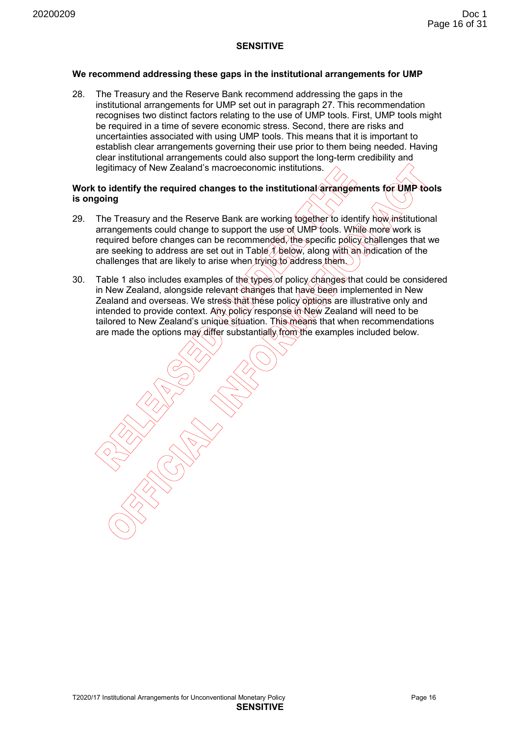**SENSITIVE**

**We recommend addressing these gaps in the institutional arrangements for UMP**

28. The Treasury and the Reserve Bank recommend addressing the gaps in the institutional arrangements for UMP set out in paragraph 27. This recommendation recognises two distinct factors relating to the use of UMP tools. First, UMP tools might be required in a time of severe economic stress. Second, there are risks and uncertainties associated with using UMP tools. This means that it is important to establish clear arrangements governing their use prior to them being needed. Having clear institutional arrangements could also support the long-term credibility and legitimacy of New Zealand's macroeconomic institutions.

**Work to identify the required changes to the institutional arrangements for UMP tools is ongoing**

29. The Treasury and the Reserve Bank are working together to identify how institutional arrangements could change to support the use of UMP tools. While more work is required before changes can be recommended, the specific policy challenges that we are seeking to address are set out in Table 1 below, along with an indication of the challenges that are likely to arise when trying to address them.

30. Table 1 also includes examples of the types of policy changes that could be considered in New Zealand, alongside relevant changes that have been implemented in New Zealand and overseas. We stress that these policy options are illustrative only and intended to provide context. Any policy response in New Zealand will need to be tailored to New Zealand's unique situation. This means that when recommendations are made the options may differ substantially from the examples included below.

T2020/17 Institutional Arrangements for Unconventional Monetary Policy

**SENSITIVE**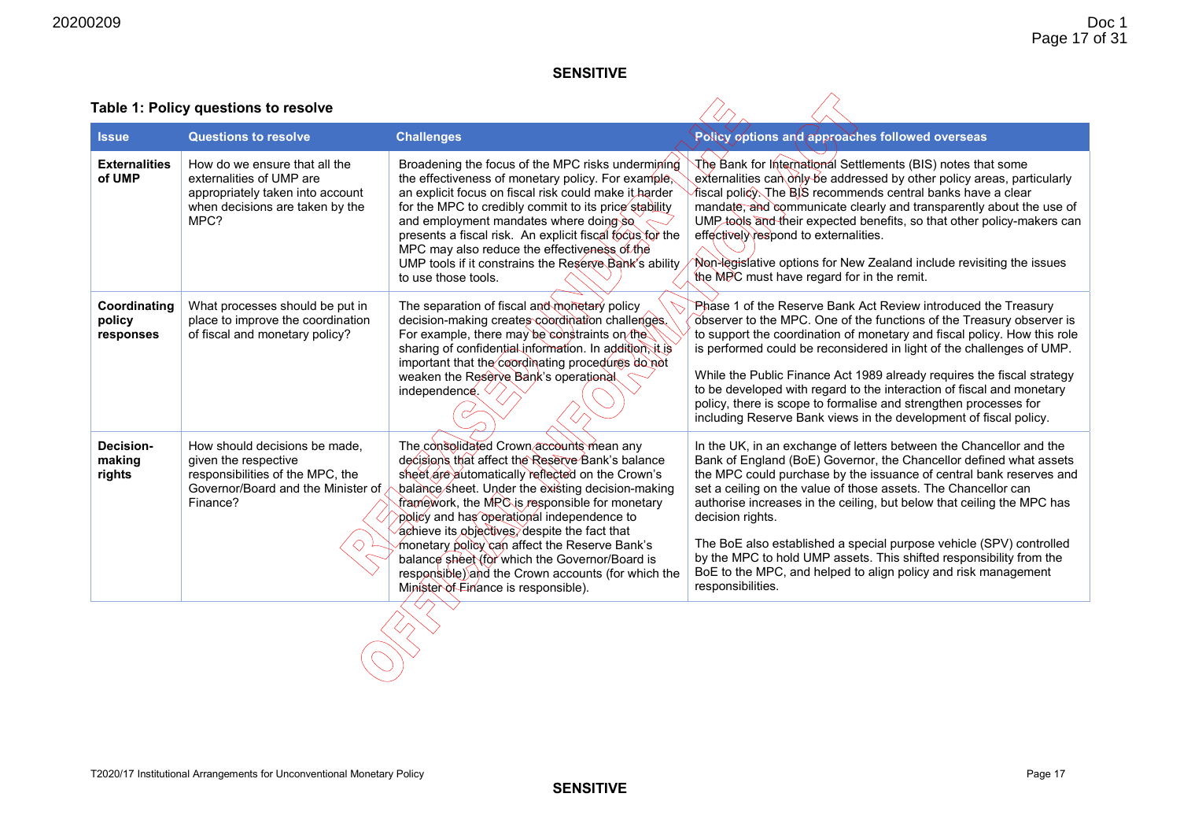**SENSITIVE**

**Table 1: Policy questions to resolve**

| Issue | Questions to resolve | Challenges | Policy options and approaches followed overseas |
|---|---|---|---|
| **Externalities of UMP** | How do we ensure that all the externalities of UMP are appropriately taken into account when decisions are taken by the MPC? | Broadening the focus of the MPC risks undermining the effectiveness of monetary policy. For example, an explicit focus on fiscal risk could make it harder for the MPC to credibly commit to its price stability and employment mandates where doing so presents a fiscal risk. An explicit fiscal focus for the MPC may also reduce the effectiveness of the UMP tools if it constrains the Reserve Bank's ability to use those tools. | The Bank for International Settlements (BIS) notes that some externalities can only be addressed by other policy areas, particularly fiscal policy. The BIS recommends central banks have a clear mandate, and communicate clearly and transparently about the use of UMP tools and their expected benefits, so that other policy-makers can effectively respond to externalities.<br><br>Non-legislative options for New Zealand include revisiting the issues the MPC must have regard for in the remit. |
| **Coordinating policy responses** | What processes should be put in place to improve the coordination of fiscal and monetary policy? | The separation of fiscal and monetary policy decision-making creates coordination challenges. For example, there may be constraints on the sharing of confidential information. In addition, it is important that the coordinating procedures do not weaken the Reserve Bank's operational independence. | Phase 1 of the Reserve Bank Act Review introduced the Treasury observer to the MPC. One of the functions of the Treasury observer is to support the coordination of monetary and fiscal policy. How this role is performed could be reconsidered in light of the challenges of UMP.<br><br>While the Public Finance Act 1989 already requires the fiscal strategy to be developed with regard to the interaction of fiscal and monetary policy, there is scope to formalise and strengthen processes for including Reserve Bank views in the development of fiscal policy. |
| **Decision-making rights** | How should decisions be made, given the respective responsibilities of the MPC, the Governor/Board and the Minister of Finance? | The consolidated Crown accounts mean any decisions that affect the Reserve Bank's balance sheet are automatically reflected on the Crown's balance sheet. Under the existing decision-making framework, the MPC is responsible for monetary policy and has operational independence to achieve its objectives, despite the fact that monetary policy can affect the Reserve Bank's balance sheet (for which the Governor/Board is responsible) and the Crown accounts (for which the Minister of Finance is responsible). | In the UK, in an exchange of letters between the Chancellor and the Bank of England (BoE) Governor, the Chancellor defined what assets the MPC could purchase by the issuance of central bank reserves and set a ceiling on the value of those assets. The Chancellor can authorise increases in the ceiling, but below that ceiling the MPC has decision rights.<br><br>The BoE also established a special purpose vehicle (SPV) controlled by the MPC to hold UMP assets. This shifted responsibility from the BoE to the MPC, and helped to align policy and risk management responsibilities. |

**SENSITIVE**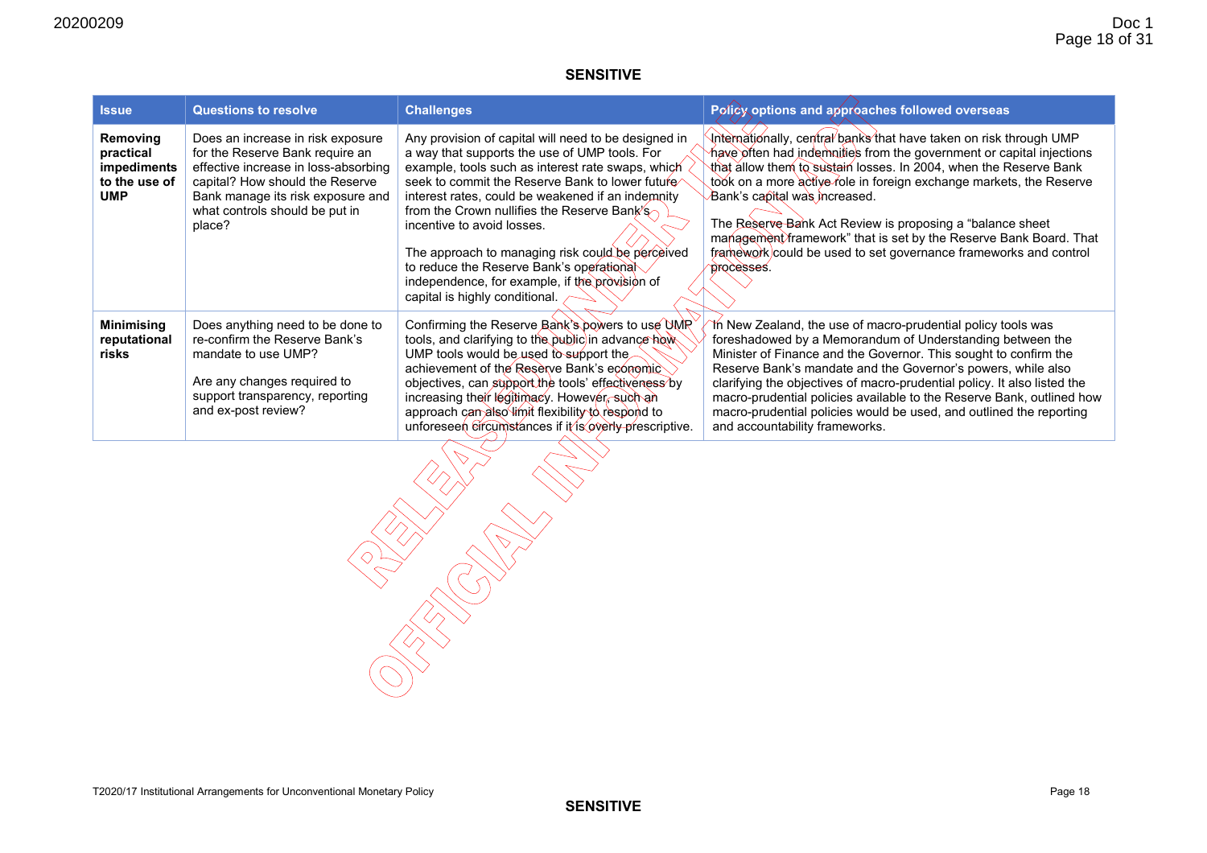**SENSITIVE**

| Issue | Questions to resolve | Challenges | Policy options and approaches followed overseas |
|---|---|---|---|
| **Removing practical impediments to the use of UMP** | Does an increase in risk exposure for the Reserve Bank require an effective increase in loss-absorbing capital? How should the Reserve Bank manage its risk exposure and what controls should be put in place? | Any provision of capital will need to be designed in a way that supports the use of UMP tools. For example, tools such as interest rate swaps, which seek to commit the Reserve Bank to lower future interest rates, could be weakened if an indemnity from the Crown nullifies the Reserve Bank's incentive to avoid losses.<br><br>The approach to managing risk could be perceived to reduce the Reserve Bank's operational independence, for example, if the provision of capital is highly conditional. | Internationally, central banks that have taken on risk through UMP have often had indemnities from the government or capital injections that allow them to sustain losses. In 2004, when the Reserve Bank took on a more active role in foreign exchange markets, the Reserve Bank's capital was increased.<br><br>The Reserve Bank Act Review is proposing a "balance sheet management framework" that is set by the Reserve Bank Board. That framework could be used to set governance frameworks and control processes. |
| **Minimising reputational risks** | Does anything need to be done to re-confirm the Reserve Bank's mandate to use UMP?<br><br>Are any changes required to support transparency, reporting and ex-post review? | Confirming the Reserve Bank's powers to use UMP tools, and clarifying to the public in advance how UMP tools would be used to support the achievement of the Reserve Bank's economic objectives, can support the tools' effectiveness by increasing their legitimacy. However, such an approach can also limit flexibility to respond to unforeseen circumstances if it is overly prescriptive. | In New Zealand, the use of macro-prudential policy tools was foreshadowed by a Memorandum of Understanding between the Minister of Finance and the Governor. This sought to confirm the Reserve Bank's mandate and the Governor's powers, while also clarifying the objectives of macro-prudential policy. It also listed the macro-prudential policies available to the Reserve Bank, outlined how macro-prudential policies would be used, and outlined the reporting and accountability frameworks. |

T2020/17 Institutional Arrangements for Unconventional Monetary Policy

**SENSITIVE**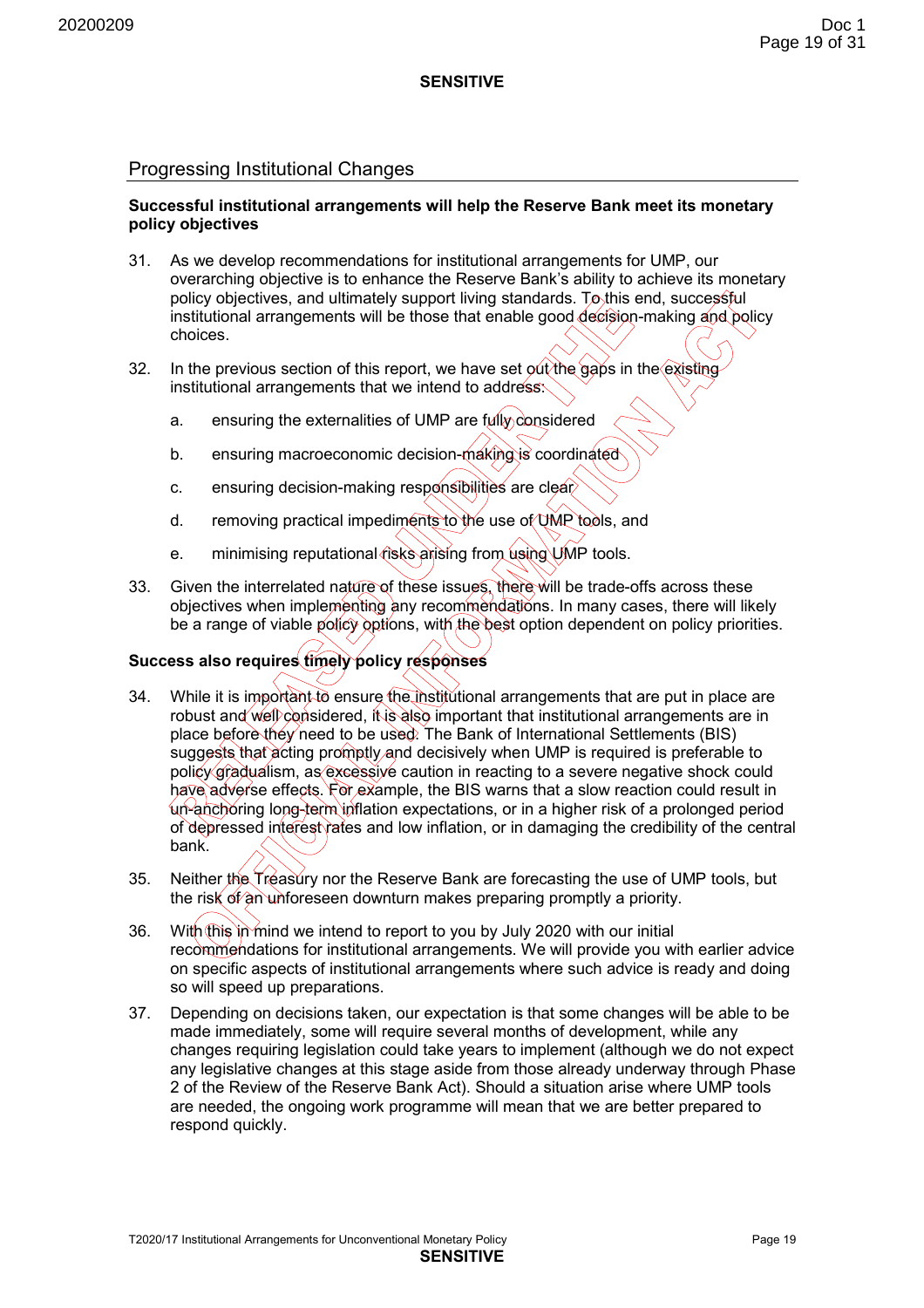## Progressing Institutional Changes

**Successful institutional arrangements will help the Reserve Bank meet its monetary policy objectives**

31. As we develop recommendations for institutional arrangements for UMP, our overarching objective is to enhance the Reserve Bank's ability to achieve its monetary policy objectives, and ultimately support living standards. To this end, successful institutional arrangements will be those that enable good decision-making and policy choices.

32. In the previous section of this report, we have set out the gaps in the existing institutional arrangements that we intend to address:

    a. ensuring the externalities of UMP are fully considered

    b. ensuring macroeconomic decision-making is coordinated

    c. ensuring decision-making responsibilities are clear

    d. removing practical impediments to the use of UMP tools, and

    e. minimising reputational risks arising from using UMP tools.

33. Given the interrelated nature of these issues, there will be trade-offs across these objectives when implementing any recommendations. In many cases, there will likely be a range of viable policy options, with the best option dependent on policy priorities.

**Success also requires timely policy responses**

34. While it is important to ensure the institutional arrangements that are put in place are robust and well considered, it is also important that institutional arrangements are in place before they need to be used. The Bank of International Settlements (BIS) suggests that acting promptly and decisively when UMP is required is preferable to policy gradualism, as excessive caution in reacting to a severe negative shock could have adverse effects. For example, the BIS warns that a slow reaction could result in un-anchoring long-term inflation expectations, or in a higher risk of a prolonged period of depressed interest rates and low inflation, or in damaging the credibility of the central bank.

35. Neither the Treasury nor the Reserve Bank are forecasting the use of UMP tools, but the risk of an unforeseen downturn makes preparing promptly a priority.

36. With this in mind we intend to report to you by July 2020 with our initial recommendations for institutional arrangements. We will provide you with earlier advice on specific aspects of institutional arrangements where such advice is ready and doing so will speed up preparations.

37. Depending on decisions taken, our expectation is that some changes will be able to be made immediately, some will require several months of development, while any changes requiring legislation could take years to implement (although we do not expect any legislative changes at this stage aside from those already underway through Phase 2 of the Review of the Reserve Bank Act). Should a situation arise where UMP tools are needed, the ongoing work programme will mean that we are better prepared to respond quickly.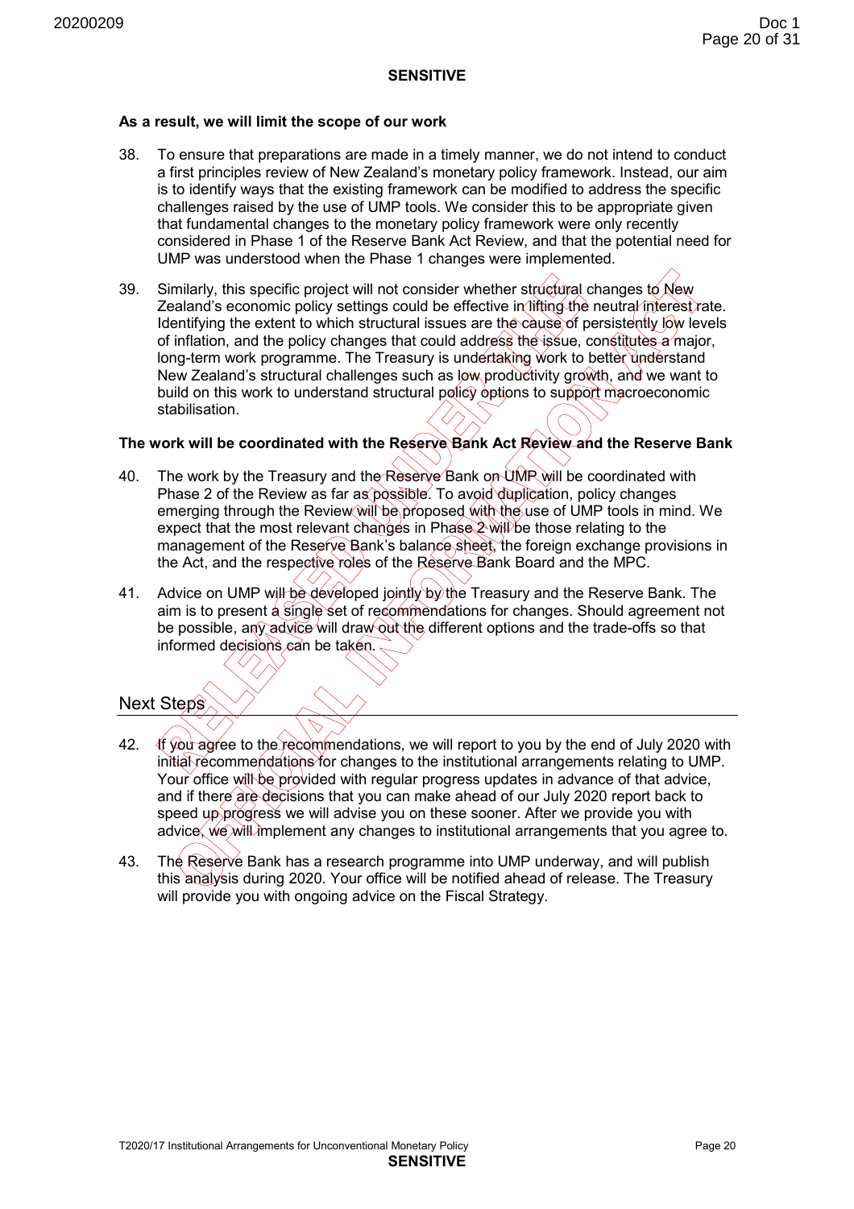**As a result, we will limit the scope of our work**

38. To ensure that preparations are made in a timely manner, we do not intend to conduct a first principles review of New Zealand's monetary policy framework. Instead, our aim is to identify ways that the existing framework can be modified to address the specific challenges raised by the use of UMP tools. We consider this to be appropriate given that fundamental changes to the monetary policy framework were only recently considered in Phase 1 of the Reserve Bank Act Review, and that the potential need for UMP was understood when the Phase 1 changes were implemented.

39. Similarly, this specific project will not consider whether structural changes to New Zealand's economic policy settings could be effective in lifting the neutral interest rate. Identifying the extent to which structural issues are the cause of persistently low levels of inflation, and the policy changes that could address the issue, constitutes a major, long-term work programme. The Treasury is undertaking work to better understand New Zealand's structural challenges such as low productivity growth, and we want to build on this work to understand structural policy options to support macroeconomic stabilisation.

**The work will be coordinated with the Reserve Bank Act Review and the Reserve Bank**

40. The work by the Treasury and the Reserve Bank on UMP will be coordinated with Phase 2 of the Review as far as possible. To avoid duplication, policy changes emerging through the Review will be proposed with the use of UMP tools in mind. We expect that the most relevant changes in Phase 2 will be those relating to the management of the Reserve Bank's balance sheet, the foreign exchange provisions in the Act, and the respective roles of the Reserve Bank Board and the MPC.

41. Advice on UMP will be developed jointly by the Treasury and the Reserve Bank. The aim is to present a single set of recommendations for changes. Should agreement not be possible, any advice will draw out the different options and the trade-offs so that informed decisions can be taken.

## Next Steps

42. If you agree to the recommendations, we will report to you by the end of July 2020 with initial recommendations for changes to the institutional arrangements relating to UMP. Your office will be provided with regular progress updates in advance of that advice, and if there are decisions that you can make ahead of our July 2020 report back to speed up progress we will advise you on these sooner. After we provide you with advice, we will implement any changes to institutional arrangements that you agree to.

43. The Reserve Bank has a research programme into UMP underway, and will publish this analysis during 2020. Your office will be notified ahead of release. The Treasury will provide you with ongoing advice on the Fiscal Strategy.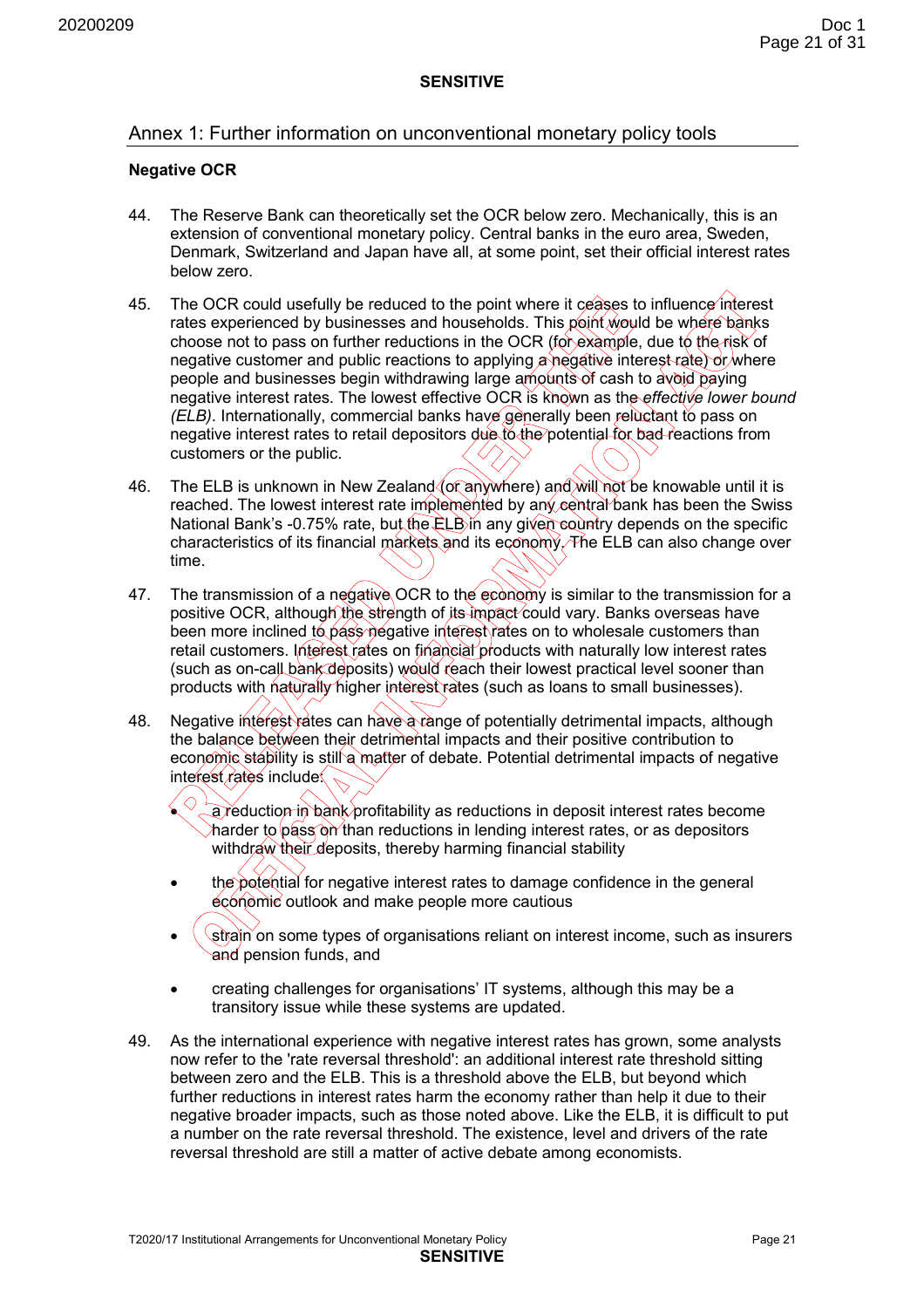## Annex 1: Further information on unconventional monetary policy tools

**Negative OCR**

44. The Reserve Bank can theoretically set the OCR below zero. Mechanically, this is an extension of conventional monetary policy. Central banks in the euro area, Sweden, Denmark, Switzerland and Japan have all, at some point, set their official interest rates below zero.

45. The OCR could usefully be reduced to the point where it ceases to influence interest rates experienced by businesses and households. This point would be where banks choose not to pass on further reductions in the OCR (for example, due to the risk of negative customer and public reactions to applying a negative interest rate) or where people and businesses begin withdrawing large amounts of cash to avoid paying negative interest rates. The lowest effective OCR is known as the *effective lower bound (ELB)*. Internationally, commercial banks have generally been reluctant to pass on negative interest rates to retail depositors due to the potential for bad reactions from customers or the public.

46. The ELB is unknown in New Zealand (or anywhere) and will not be knowable until it is reached. The lowest interest rate implemented by any central bank has been the Swiss National Bank's -0.75% rate, but the ELB in any given country depends on the specific characteristics of its financial markets and its economy. The ELB can also change over time.

47. The transmission of a negative OCR to the economy is similar to the transmission for a positive OCR, although the strength of its impact could vary. Banks overseas have been more inclined to pass negative interest rates on to wholesale customers than retail customers. Interest rates on financial products with naturally low interest rates (such as on-call bank deposits) would reach their lowest practical level sooner than products with naturally higher interest rates (such as loans to small businesses).

48. Negative interest rates can have a range of potentially detrimental impacts, although the balance between their detrimental impacts and their positive contribution to economic stability is still a matter of debate. Potential detrimental impacts of negative interest rates include:

    - a reduction in bank profitability as reductions in deposit interest rates become harder to pass on than reductions in lending interest rates, or as depositors withdraw their deposits, thereby harming financial stability
    - the potential for negative interest rates to damage confidence in the general economic outlook and make people more cautious
    - strain on some types of organisations reliant on interest income, such as insurers and pension funds, and
    - creating challenges for organisations' IT systems, although this may be a transitory issue while these systems are updated.

49. As the international experience with negative interest rates has grown, some analysts now refer to the 'rate reversal threshold': an additional interest rate threshold sitting between zero and the ELB. This is a threshold above the ELB, but beyond which further reductions in interest rates harm the economy rather than help it due to their negative broader impacts, such as those noted above. Like the ELB, it is difficult to put a number on the rate reversal threshold. The existence, level and drivers of the rate reversal threshold are still a matter of active debate among economists.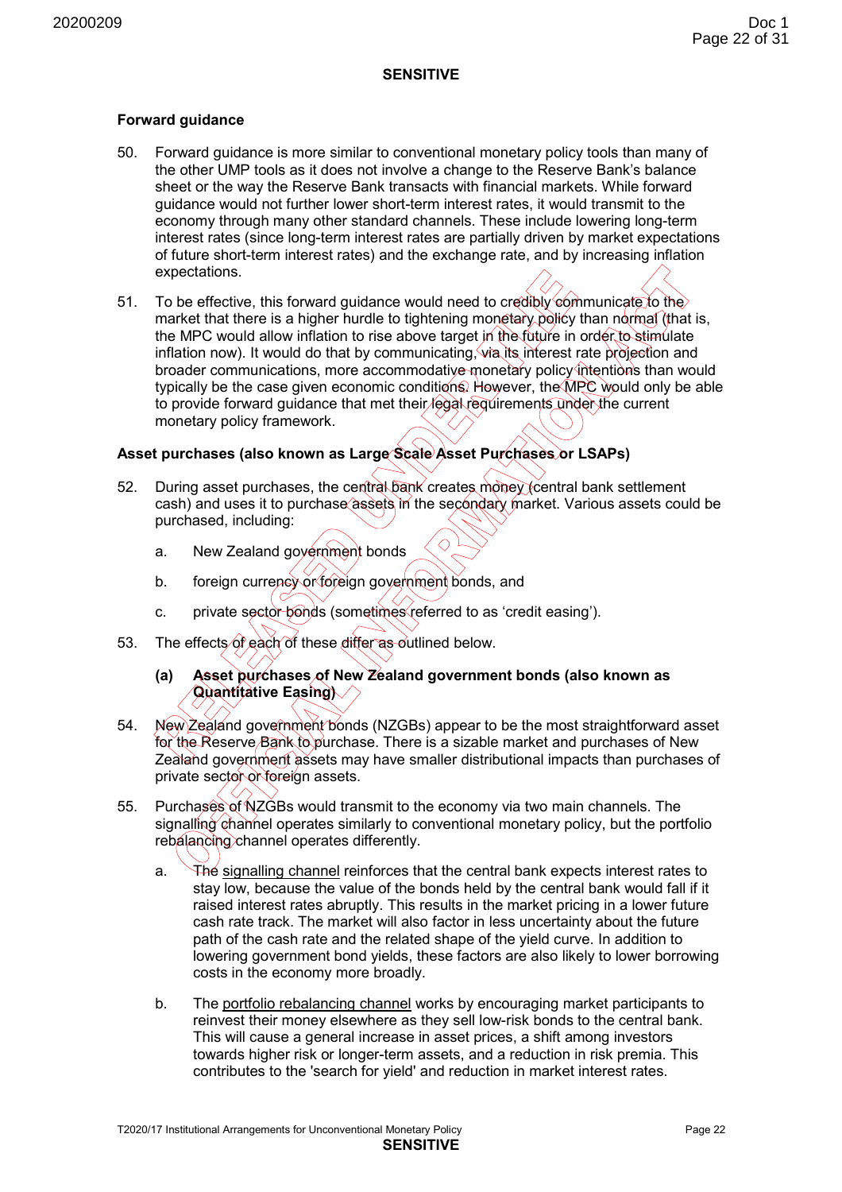**SENSITIVE**

**Forward guidance**

50. Forward guidance is more similar to conventional monetary policy tools than many of the other UMP tools as it does not involve a change to the Reserve Bank's balance sheet or the way the Reserve Bank transacts with financial markets. While forward guidance would not further lower short-term interest rates, it would transmit to the economy through many other standard channels. These include lowering long-term interest rates (since long-term interest rates are partially driven by market expectations of future short-term interest rates) and the exchange rate, and by increasing inflation expectations.

51. To be effective, this forward guidance would need to credibly communicate to the market that there is a higher hurdle to tightening monetary policy than normal (that is, the MPC would allow inflation to rise above target in the future in order to stimulate inflation now). It would do that by communicating, via its interest rate projection and broader communications, more accommodative monetary policy intentions than would typically be the case given economic conditions. However, the MPC would only be able to provide forward guidance that met their legal requirements under the current monetary policy framework.

**Asset purchases (also known as Large Scale Asset Purchases or LSAPs)**

52. During asset purchases, the central bank creates money (central bank settlement cash) and uses it to purchase assets in the secondary market. Various assets could be purchased, including:

    a. New Zealand government bonds

    b. foreign currency or foreign government bonds, and

    c. private sector bonds (sometimes referred to as 'credit easing').

53. The effects of each of these differ as outlined below.

    **(a) Asset purchases of New Zealand government bonds (also known as Quantitative Easing)**

54. New Zealand government bonds (NZGBs) appear to be the most straightforward asset for the Reserve Bank to purchase. There is a sizable market and purchases of New Zealand government assets may have smaller distributional impacts than purchases of private sector or foreign assets.

55. Purchases of NZGBs would transmit to the economy via two main channels. The signalling channel operates similarly to conventional monetary policy, but the portfolio rebalancing channel operates differently.

    a. The signalling channel reinforces that the central bank expects interest rates to stay low, because the value of the bonds held by the central bank would fall if it raised interest rates abruptly. This results in the market pricing in a lower future cash rate track. The market will also factor in less uncertainty about the future path of the cash rate and the related shape of the yield curve. In addition to lowering government bond yields, these factors are also likely to lower borrowing costs in the economy more broadly.

    b. The portfolio rebalancing channel works by encouraging market participants to reinvest their money elsewhere as they sell low-risk bonds to the central bank. This will cause a general increase in asset prices, a shift among investors towards higher risk or longer-term assets, and a reduction in risk premia. This contributes to the 'search for yield' and reduction in market interest rates.

T2020/17 Institutional Arrangements for Unconventional Monetary Policy

**SENSITIVE**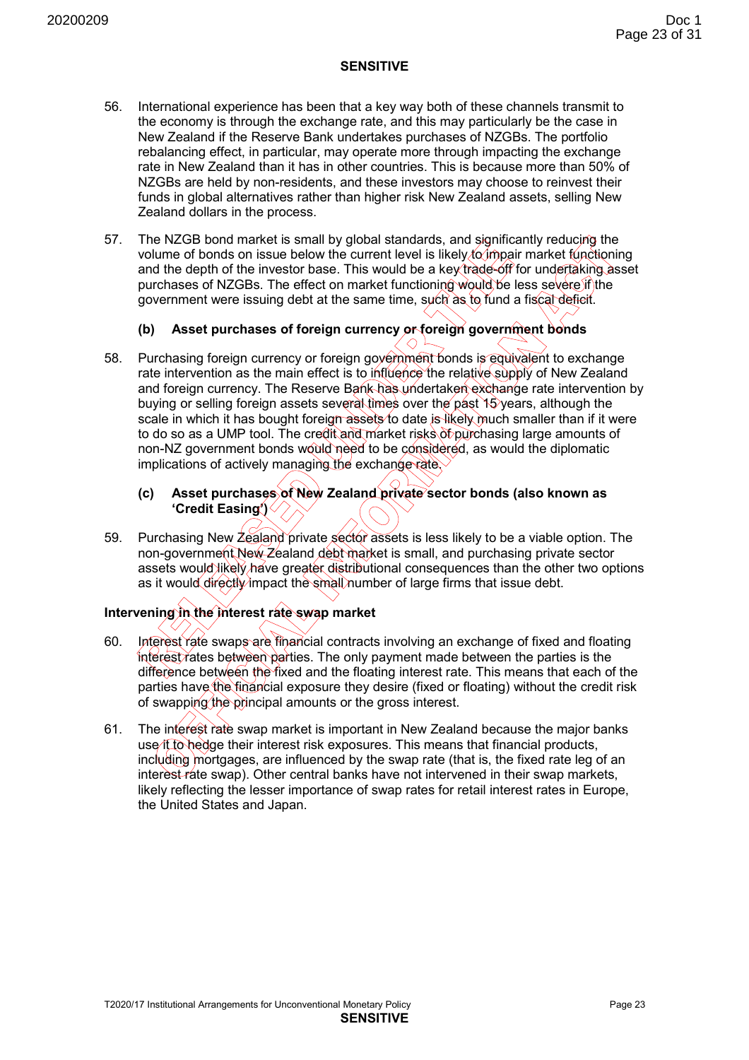**SENSITIVE**

56. International experience has been that a key way both of these channels transmit to the economy is through the exchange rate, and this may particularly be the case in New Zealand if the Reserve Bank undertakes purchases of NZGBs. The portfolio rebalancing effect, in particular, may operate more through impacting the exchange rate in New Zealand than it has in other countries. This is because more than 50% of NZGBs are held by non-residents, and these investors may choose to reinvest their funds in global alternatives rather than higher risk New Zealand assets, selling New Zealand dollars in the process.

57. The NZGB bond market is small by global standards, and significantly reducing the volume of bonds on issue below the current level is likely to impair market functioning and the depth of the investor base. This would be a key trade-off for undertaking asset purchases of NZGBs. The effect on market functioning would be less severe if the government were issuing debt at the same time, such as to fund a fiscal deficit.

### (b) Asset purchases of foreign currency or foreign government bonds

58. Purchasing foreign currency or foreign government bonds is equivalent to exchange rate intervention as the main effect is to influence the relative supply of New Zealand and foreign currency. The Reserve Bank has undertaken exchange rate intervention by buying or selling foreign assets several times over the past 15 years, although the scale in which it has bought foreign assets to date is likely much smaller than if it were to do so as a UMP tool. The credit and market risks of purchasing large amounts of non-NZ government bonds would need to be considered, as would the diplomatic implications of actively managing the exchange rate.

### (c) Asset purchases of New Zealand private sector bonds (also known as 'Credit Easing')

59. Purchasing New Zealand private sector assets is less likely to be a viable option. The non-government New Zealand debt market is small, and purchasing private sector assets would likely have greater distributional consequences than the other two options as it would directly impact the small number of large firms that issue debt.

## Intervening in the interest rate swap market

60. Interest rate swaps are financial contracts involving an exchange of fixed and floating interest rates between parties. The only payment made between the parties is the difference between the fixed and the floating interest rate. This means that each of the parties have the financial exposure they desire (fixed or floating) without the credit risk of swapping the principal amounts or the gross interest.

61. The interest rate swap market is important in New Zealand because the major banks use it to hedge their interest risk exposures. This means that financial products, including mortgages, are influenced by the swap rate (that is, the fixed rate leg of an interest rate swap). Other central banks have not intervened in their swap markets, likely reflecting the lesser importance of swap rates for retail interest rates in Europe, the United States and Japan.

T2020/17 Institutional Arrangements for Unconventional Monetary Policy

**SENSITIVE**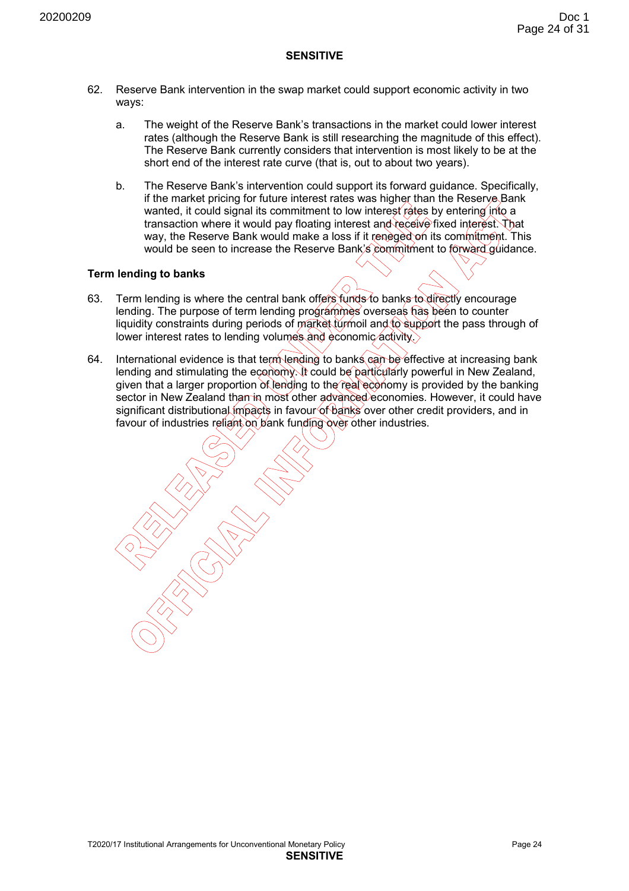62. Reserve Bank intervention in the swap market could support economic activity in two ways:

    a. The weight of the Reserve Bank's transactions in the market could lower interest rates (although the Reserve Bank is still researching the magnitude of this effect). The Reserve Bank currently considers that intervention is most likely to be at the short end of the interest rate curve (that is, out to about two years).

    b. The Reserve Bank's intervention could support its forward guidance. Specifically, if the market pricing for future interest rates was higher than the Reserve Bank wanted, it could signal its commitment to low interest rates by entering into a transaction where it would pay floating interest and receive fixed interest. That way, the Reserve Bank would make a loss if it reneged on its commitment. This would be seen to increase the Reserve Bank's commitment to forward guidance.

**Term lending to banks**

63. Term lending is where the central bank offers funds to banks to directly encourage lending. The purpose of term lending programmes overseas has been to counter liquidity constraints during periods of market turmoil and to support the pass through of lower interest rates to lending volumes and economic activity.

64. International evidence is that term lending to banks can be effective at increasing bank lending and stimulating the economy. It could be particularly powerful in New Zealand, given that a larger proportion of lending to the real economy is provided by the banking sector in New Zealand than in most other advanced economies. However, it could have significant distributional impacts in favour of banks over other credit providers, and in favour of industries reliant on bank funding over other industries.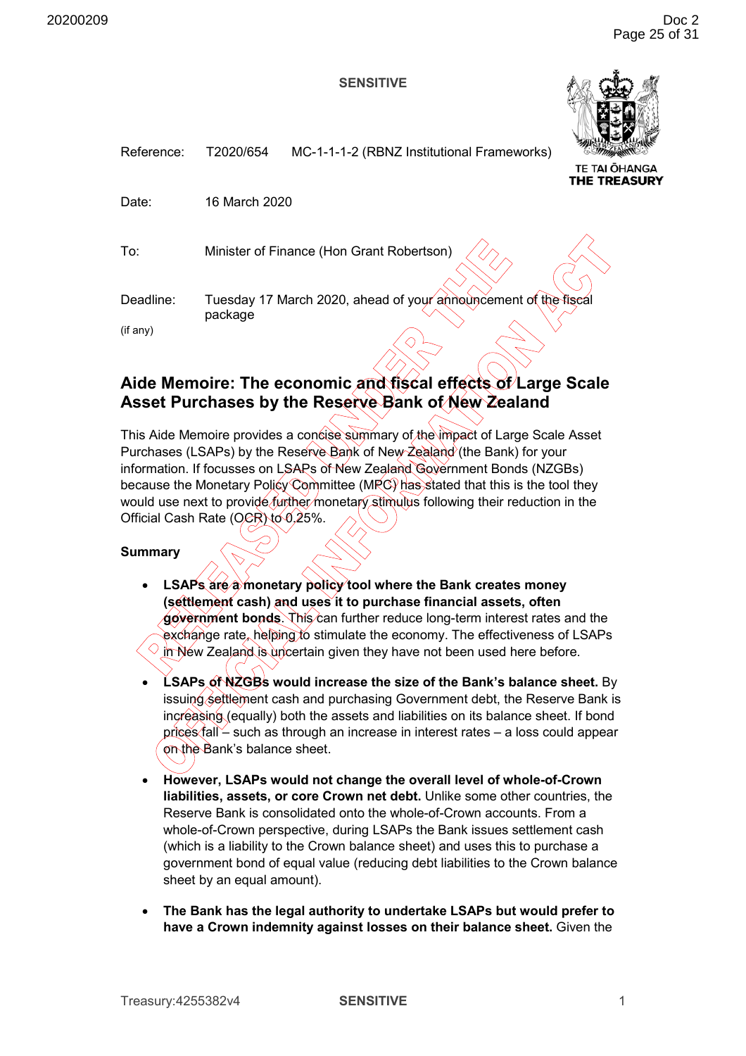**SENSITIVE**

TE TAI ŌHANGA
THE TREASURY

| | | |
|---|---|---|
| Reference: | T2020/654 | MC-1-1-1-2 (RBNZ Institutional Frameworks) |
| Date: | 16 March 2020 | |
| To: | Minister of Finance (Hon Grant Robertson) | |
| Deadline: (if any) | Tuesday 17 March 2020, ahead of your announcement of the fiscal package | |

## Aide Memoire: The economic and fiscal effects of Large Scale Asset Purchases by the Reserve Bank of New Zealand

This Aide Memoire provides a concise summary of the impact of Large Scale Asset Purchases (LSAPs) by the Reserve Bank of New Zealand (the Bank) for your information. If focusses on LSAPs of New Zealand Government Bonds (NZGBs) because the Monetary Policy Committee (MPC) has stated that this is the tool they would use next to provide further monetary stimulus following their reduction in the Official Cash Rate (OCR) to 0.25%.

### Summary

- **LSAPs are a monetary policy tool where the Bank creates money (settlement cash) and uses it to purchase financial assets, often government bonds.** This can further reduce long-term interest rates and the exchange rate, helping to stimulate the economy. The effectiveness of LSAPs in New Zealand is uncertain given they have not been used here before.

- **LSAPs of NZGBs would increase the size of the Bank's balance sheet.** By issuing settlement cash and purchasing Government debt, the Reserve Bank is increasing (equally) both the assets and liabilities on its balance sheet. If bond prices fall – such as through an increase in interest rates – a loss could appear on the Bank's balance sheet.

- **However, LSAPs would not change the overall level of whole-of-Crown liabilities, assets, or core Crown net debt.** Unlike some other countries, the Reserve Bank is consolidated onto the whole-of-Crown accounts. From a whole-of-Crown perspective, during LSAPs the Bank issues settlement cash (which is a liability to the Crown balance sheet) and uses this to purchase a government bond of equal value (reducing debt liabilities to the Crown balance sheet by an equal amount).

- **The Bank has the legal authority to undertake LSAPs but would prefer to have a Crown indemnity against losses on their balance sheet.** Given the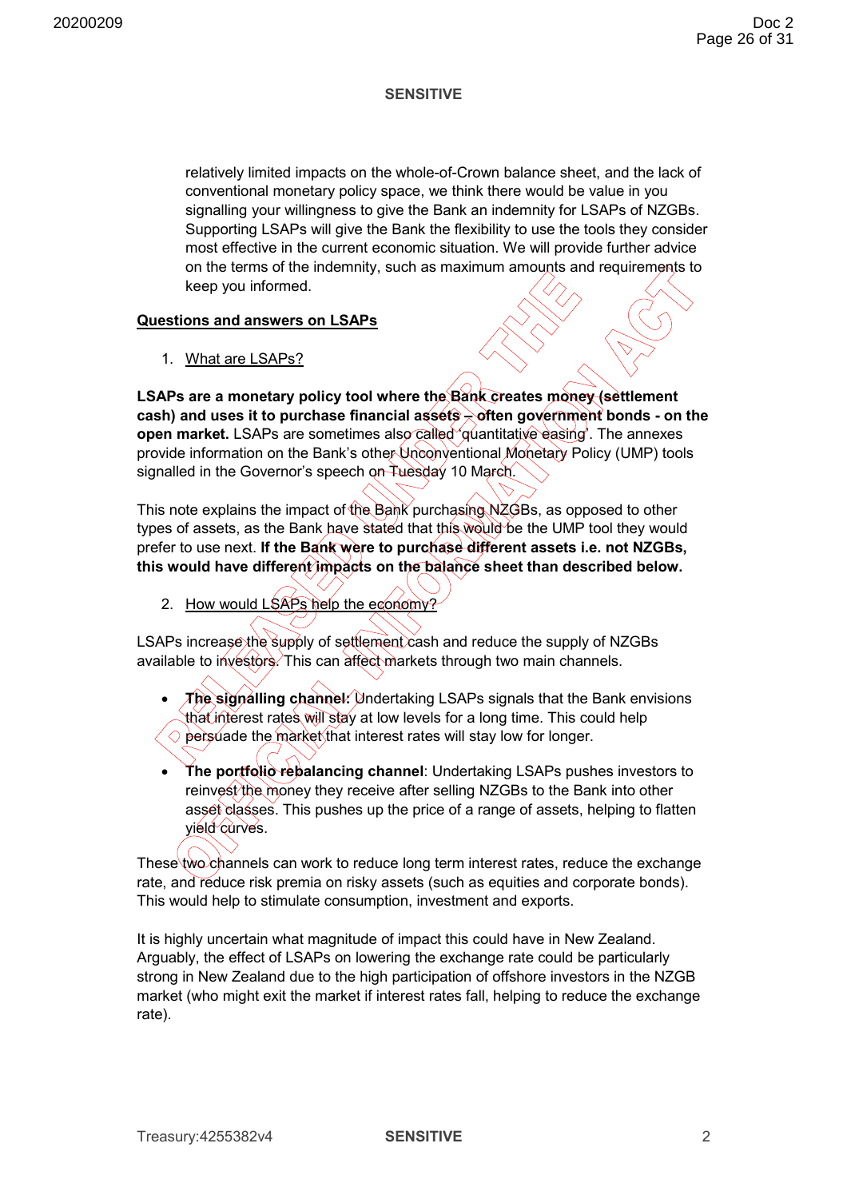relatively limited impacts on the whole-of-Crown balance sheet, and the lack of conventional monetary policy space, we think there would be value in you signalling your willingness to give the Bank an indemnity for LSAPs of NZGBs. Supporting LSAPs will give the Bank the flexibility to use the tools they consider most effective in the current economic situation. We will provide further advice on the terms of the indemnity, such as maximum amounts and requirements to keep you informed.

**Questions and answers on LSAPs**

1. What are LSAPs?

**LSAPs are a monetary policy tool where the Bank creates money (settlement cash) and uses it to purchase financial assets – often government bonds - on the open market.** LSAPs are sometimes also called 'quantitative easing'. The annexes provide information on the Bank's other Unconventional Monetary Policy (UMP) tools signalled in the Governor's speech on Tuesday 10 March.

This note explains the impact of the Bank purchasing NZGBs, as opposed to other types of assets, as the Bank have stated that this would be the UMP tool they would prefer to use next. **If the Bank were to purchase different assets i.e. not NZGBs, this would have different impacts on the balance sheet than described below.**

2. How would LSAPs help the economy?

LSAPs increase the supply of settlement cash and reduce the supply of NZGBs available to investors. This can affect markets through two main channels.

- **The signalling channel:** Undertaking LSAPs signals that the Bank envisions that interest rates will stay at low levels for a long time. This could help persuade the market that interest rates will stay low for longer.
- **The portfolio rebalancing channel**: Undertaking LSAPs pushes investors to reinvest the money they receive after selling NZGBs to the Bank into other asset classes. This pushes up the price of a range of assets, helping to flatten yield curves.

These two channels can work to reduce long term interest rates, reduce the exchange rate, and reduce risk premia on risky assets (such as equities and corporate bonds). This would help to stimulate consumption, investment and exports.

It is highly uncertain what magnitude of impact this could have in New Zealand. Arguably, the effect of LSAPs on lowering the exchange rate could be particularly strong in New Zealand due to the high participation of offshore investors in the NZGB market (who might exit the market if interest rates fall, helping to reduce the exchange rate).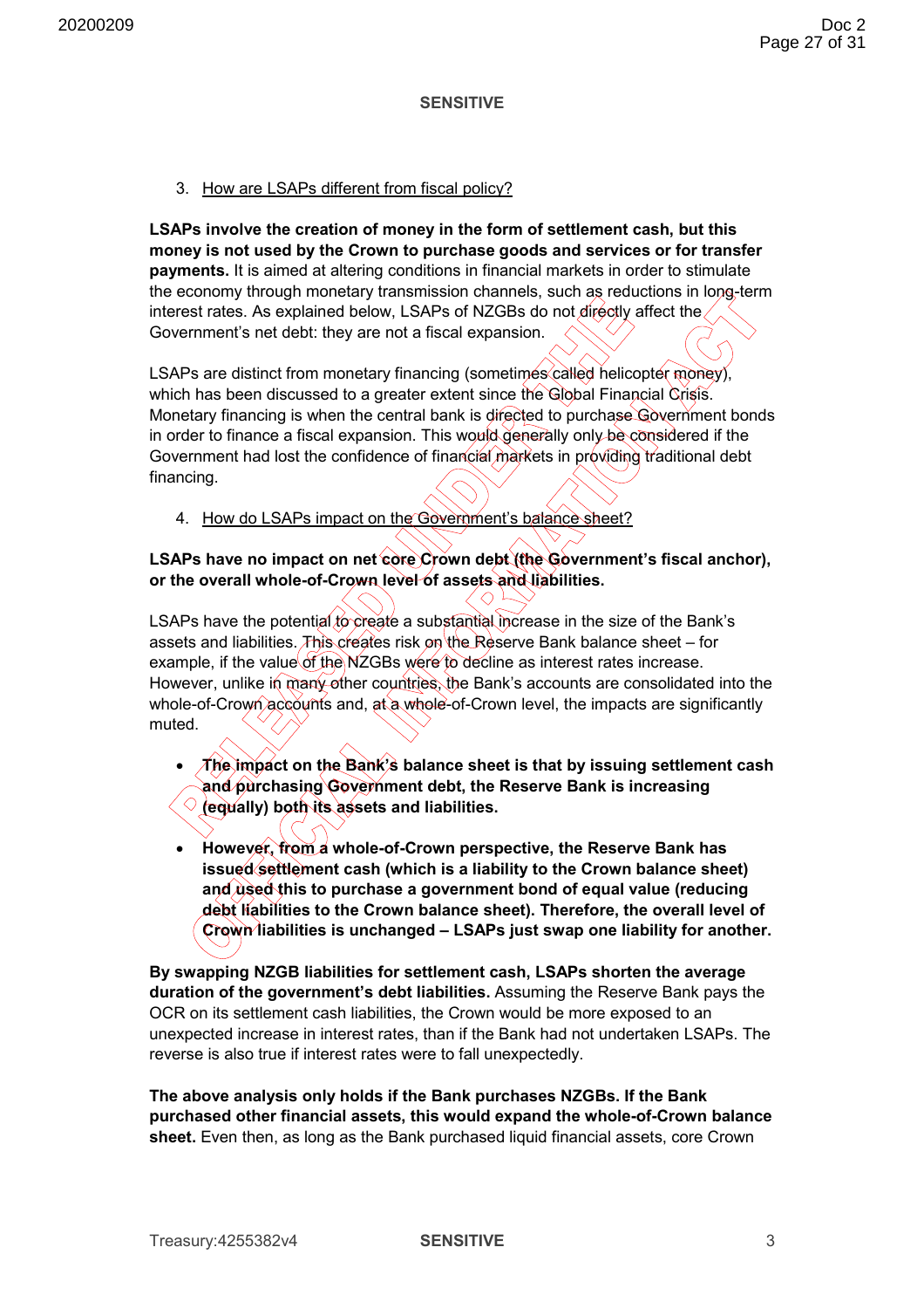3. How are LSAPs different from fiscal policy?

**LSAPs involve the creation of money in the form of settlement cash, but this money is not used by the Crown to purchase goods and services or for transfer payments.** It is aimed at altering conditions in financial markets in order to stimulate the economy through monetary transmission channels, such as reductions in long-term interest rates. As explained below, LSAPs of NZGBs do not directly affect the Government's net debt: they are not a fiscal expansion.

LSAPs are distinct from monetary financing (sometimes called helicopter money), which has been discussed to a greater extent since the Global Financial Crisis. Monetary financing is when the central bank is directed to purchase Government bonds in order to finance a fiscal expansion. This would generally only be considered if the Government had lost the confidence of financial markets in providing traditional debt financing.

4. How do LSAPs impact on the Government's balance sheet?

**LSAPs have no impact on net core Crown debt (the Government's fiscal anchor), or the overall whole-of-Crown level of assets and liabilities.**

LSAPs have the potential to create a substantial increase in the size of the Bank's assets and liabilities. This creates risk on the Reserve Bank balance sheet – for example, if the value of the NZGBs were to decline as interest rates increase. However, unlike in many other countries, the Bank's accounts are consolidated into the whole-of-Crown accounts and, at a whole-of-Crown level, the impacts are significantly muted.

- **The impact on the Bank's balance sheet is that by issuing settlement cash and purchasing Government debt, the Reserve Bank is increasing (equally) both its assets and liabilities.**

- **However, from a whole-of-Crown perspective, the Reserve Bank has issued settlement cash (which is a liability to the Crown balance sheet) and used this to purchase a government bond of equal value (reducing debt liabilities to the Crown balance sheet). Therefore, the overall level of Crown liabilities is unchanged – LSAPs just swap one liability for another.**

**By swapping NZGB liabilities for settlement cash, LSAPs shorten the average duration of the government's debt liabilities.** Assuming the Reserve Bank pays the OCR on its settlement cash liabilities, the Crown would be more exposed to an unexpected increase in interest rates, than if the Bank had not undertaken LSAPs. The reverse is also true if interest rates were to fall unexpectedly.

**The above analysis only holds if the Bank purchases NZGBs. If the Bank purchased other financial assets, this would expand the whole-of-Crown balance sheet.** Even then, as long as the Bank purchased liquid financial assets, core Crown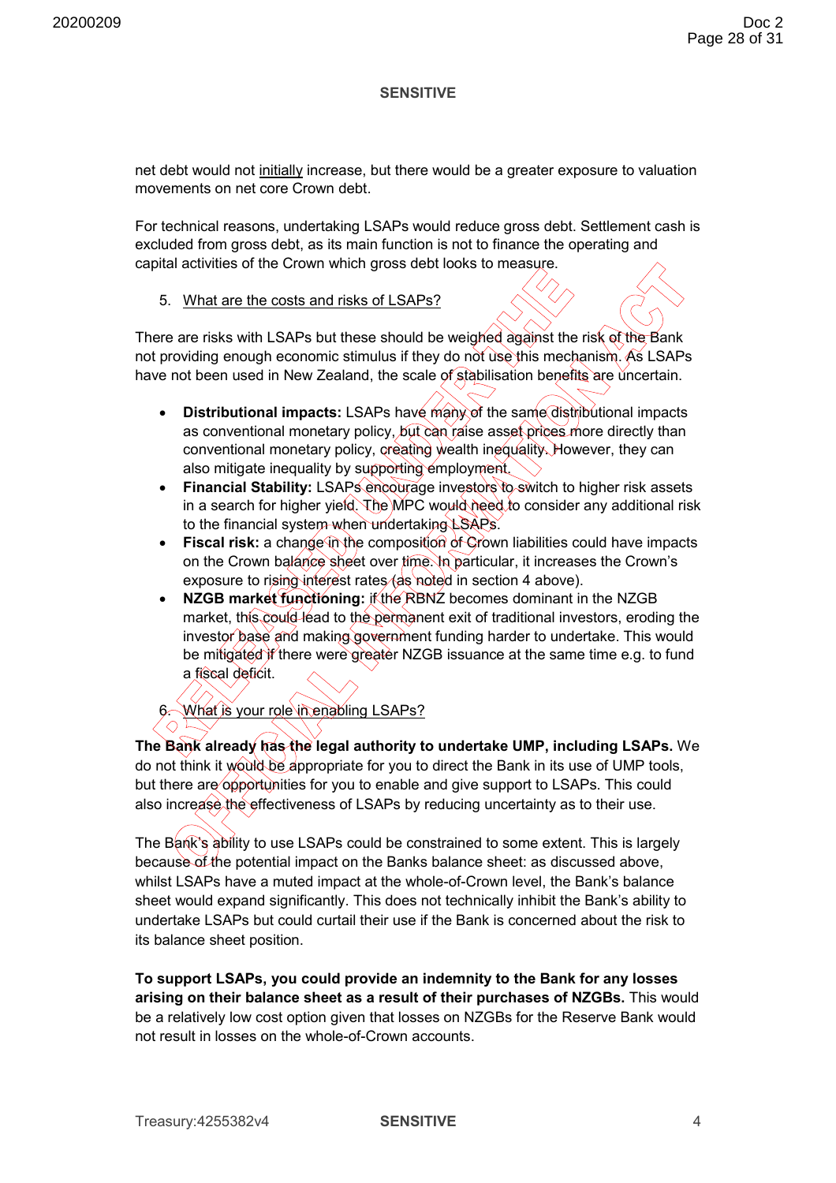net debt would not initially increase, but there would be a greater exposure to valuation movements on net core Crown debt.

For technical reasons, undertaking LSAPs would reduce gross debt. Settlement cash is excluded from gross debt, as its main function is not to finance the operating and capital activities of the Crown which gross debt looks to measure.

5. What are the costs and risks of LSAPs?

There are risks with LSAPs but these should be weighed against the risk of the Bank not providing enough economic stimulus if they do not use this mechanism. As LSAPs have not been used in New Zealand, the scale of stabilisation benefits are uncertain.

- **Distributional impacts:** LSAPs have many of the same distributional impacts as conventional monetary policy, but can raise asset prices more directly than conventional monetary policy, creating wealth inequality. However, they can also mitigate inequality by supporting employment.
- **Financial Stability:** LSAPs encourage investors to switch to higher risk assets in a search for higher yield. The MPC would need to consider any additional risk to the financial system when undertaking LSAPs.
- **Fiscal risk:** a change in the composition of Crown liabilities could have impacts on the Crown balance sheet over time. In particular, it increases the Crown's exposure to rising interest rates (as noted in section 4 above).
- **NZGB market functioning:** if the RBNZ becomes dominant in the NZGB market, this could lead to the permanent exit of traditional investors, eroding the investor base and making government funding harder to undertake. This would be mitigated if there were greater NZGB issuance at the same time e.g. to fund a fiscal deficit.

6. What is your role in enabling LSAPs?

**The Bank already has the legal authority to undertake UMP, including LSAPs.** We do not think it would be appropriate for you to direct the Bank in its use of UMP tools, but there are opportunities for you to enable and give support to LSAPs. This could also increase the effectiveness of LSAPs by reducing uncertainty as to their use.

The Bank's ability to use LSAPs could be constrained to some extent. This is largely because of the potential impact on the Banks balance sheet: as discussed above, whilst LSAPs have a muted impact at the whole-of-Crown level, the Bank's balance sheet would expand significantly. This does not technically inhibit the Bank's ability to undertake LSAPs but could curtail their use if the Bank is concerned about the risk to its balance sheet position.

**To support LSAPs, you could provide an indemnity to the Bank for any losses arising on their balance sheet as a result of their purchases of NZGBs.** This would be a relatively low cost option given that losses on NZGBs for the Reserve Bank would not result in losses on the whole-of-Crown accounts.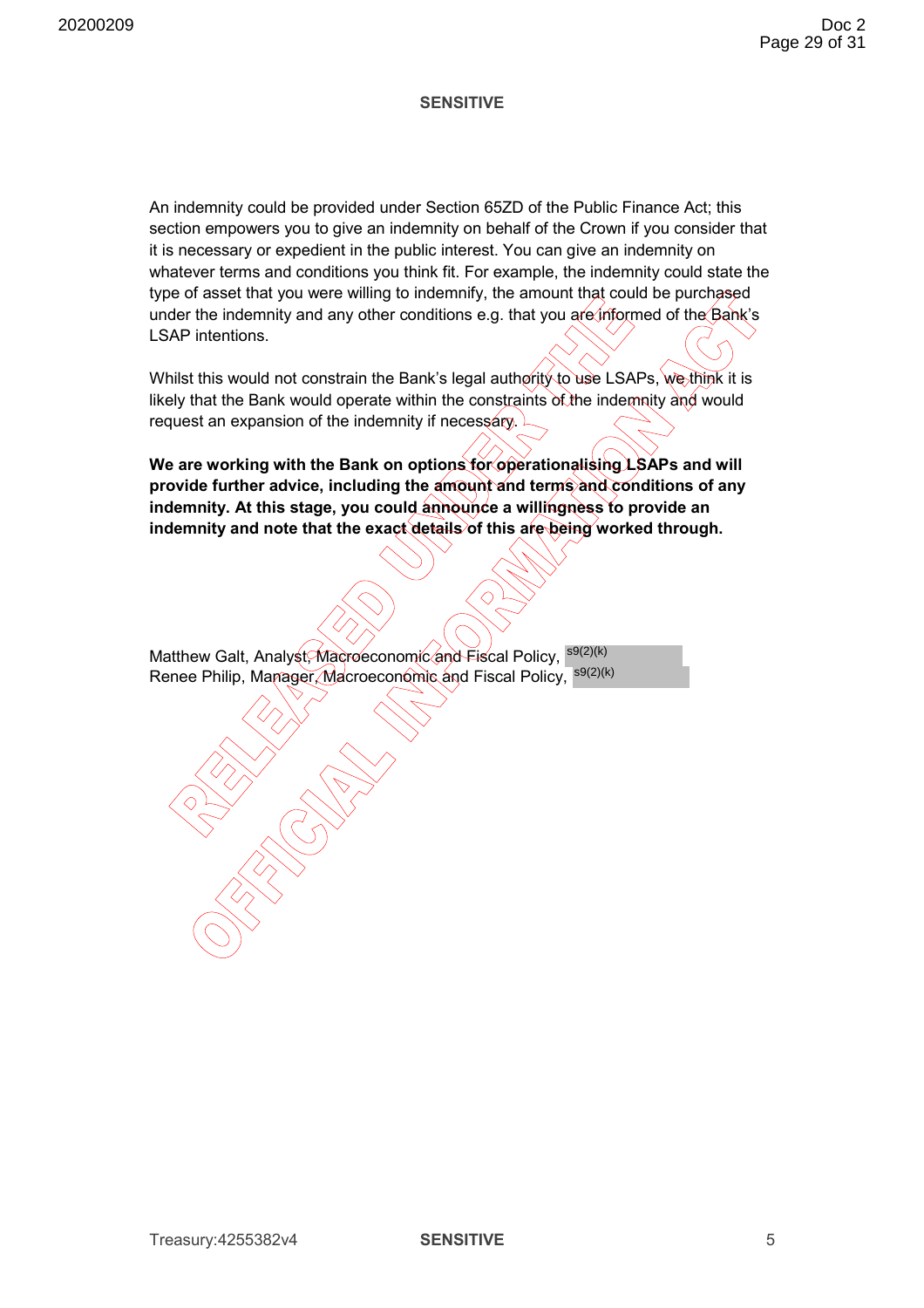SENSITIVE

An indemnity could be provided under Section 65ZD of the Public Finance Act; this section empowers you to give an indemnity on behalf of the Crown if you consider that it is necessary or expedient in the public interest. You can give an indemnity on whatever terms and conditions you think fit. For example, the indemnity could state the type of asset that you were willing to indemnify, the amount that could be purchased under the indemnity and any other conditions e.g. that you are informed of the Bank's LSAP intentions.

Whilst this would not constrain the Bank's legal authority to use LSAPs, we think it is likely that the Bank would operate within the constraints of the indemnity and would request an expansion of the indemnity if necessary.

**We are working with the Bank on options for operationalising LSAPs and will provide further advice, including the amount and terms and conditions of any indemnity. At this stage, you could announce a willingness to provide an indemnity and note that the exact details of this are being worked through.**

Matthew Galt, Analyst, Macroeconomic and Fiscal Policy, s9(2)(k)
Renee Philip, Manager, Macroeconomic and Fiscal Policy, s9(2)(k)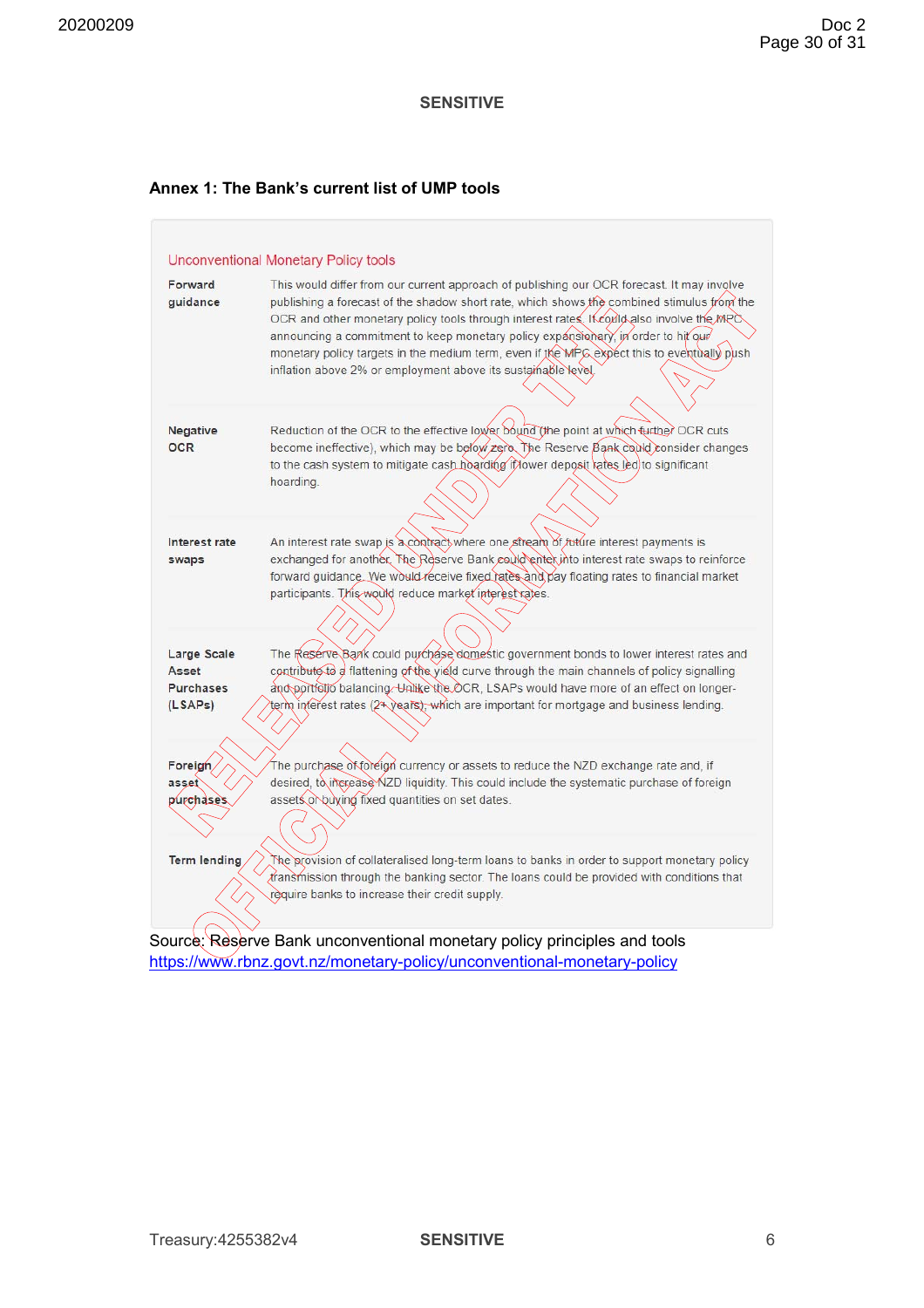SENSITIVE

### Annex 1: The Bank's current list of UMP tools

| Unconventional Monetary Policy tools | |
|---|---|
| **Forward guidance** | This would differ from our current approach of publishing our OCR forecast. It may involve publishing a forecast of the shadow short rate, which shows the combined stimulus from the OCR and other monetary policy tools through interest rates. It could also involve the MPC announcing a commitment to keep monetary policy expansionary, in order to hit our monetary policy targets in the medium term, even if the MPC expect this to eventually push inflation above 2% or employment above its sustainable level. |
| **Negative OCR** | Reduction of the OCR to the effective lower bound (the point at which further OCR cuts become ineffective), which may be below zero. The Reserve Bank could consider changes to the cash system to mitigate cash hoarding if lower deposit rates led to significant hoarding. |
| **Interest rate swaps** | An interest rate swap is a contract where one stream of future interest payments is exchanged for another. The Reserve Bank could enter into interest rate swaps to reinforce forward guidance. We would receive fixed rates and pay floating rates to financial market participants. This would reduce market interest rates. |
| **Large Scale Asset Purchases (LSAPs)** | The Reserve Bank could purchase domestic government bonds to lower interest rates and contribute to a flattening of the yield curve through the main channels of policy signalling and portfolio balancing. Unlike the OCR, LSAPs would have more of an effect on longer-term interest rates (2+ years), which are important for mortgage and business lending. |
| **Foreign asset purchases** | The purchase of foreign currency or assets to reduce the NZD exchange rate and, if desired, to increase NZD liquidity. This could include the systematic purchase of foreign assets or buying fixed quantities on set dates. |
| **Term lending** | The provision of collateralised long-term loans to banks in order to support monetary policy transmission through the banking sector. The loans could be provided with conditions that require banks to increase their credit supply. |

Source: Reserve Bank unconventional monetary policy principles and tools
https://www.rbnz.govt.nz/monetary-policy/unconventional-monetary-policy

Treasury:4255382v4

SENSITIVE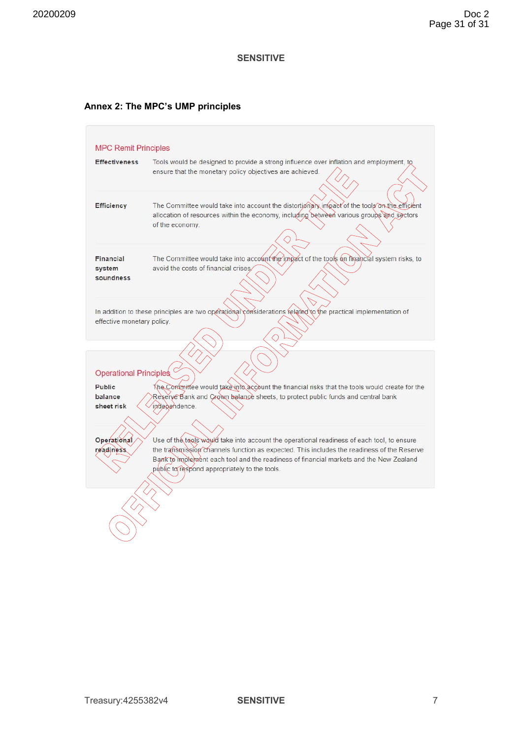SENSITIVE

### Annex 2: The MPC's UMP principles

**MPC Remit Principles**

| | |
|---|---|
| **Effectiveness** | Tools would be designed to provide a strong influence over inflation and employment, to ensure that the monetary policy objectives are achieved. |
| **Efficiency** | The Committee would take into account the distortionary impact of the tools on the efficient allocation of resources within the economy, including between various groups and sectors of the economy. |
| **Financial system soundness** | The Committee would take into account the impact of the tools on financial system risks, to avoid the costs of financial crises. |

In addition to these principles are two operational considerations related to the practical implementation of effective monetary policy.

**Operational Principles**

| | |
|---|---|
| **Public balance sheet risk** | The Committee would take into account the financial risks that the tools would create for the Reserve Bank and Crown balance sheets, to protect public funds and central bank independence. |
| **Operational readiness** | Use of the tools would take into account the operational readiness of each tool, to ensure the transmission channels function as expected. This includes the readiness of the Reserve Bank to implement each tool and the readiness of financial markets and the New Zealand public to respond appropriately to the tools. |

Treasury:4255382v4 SENSITIVE